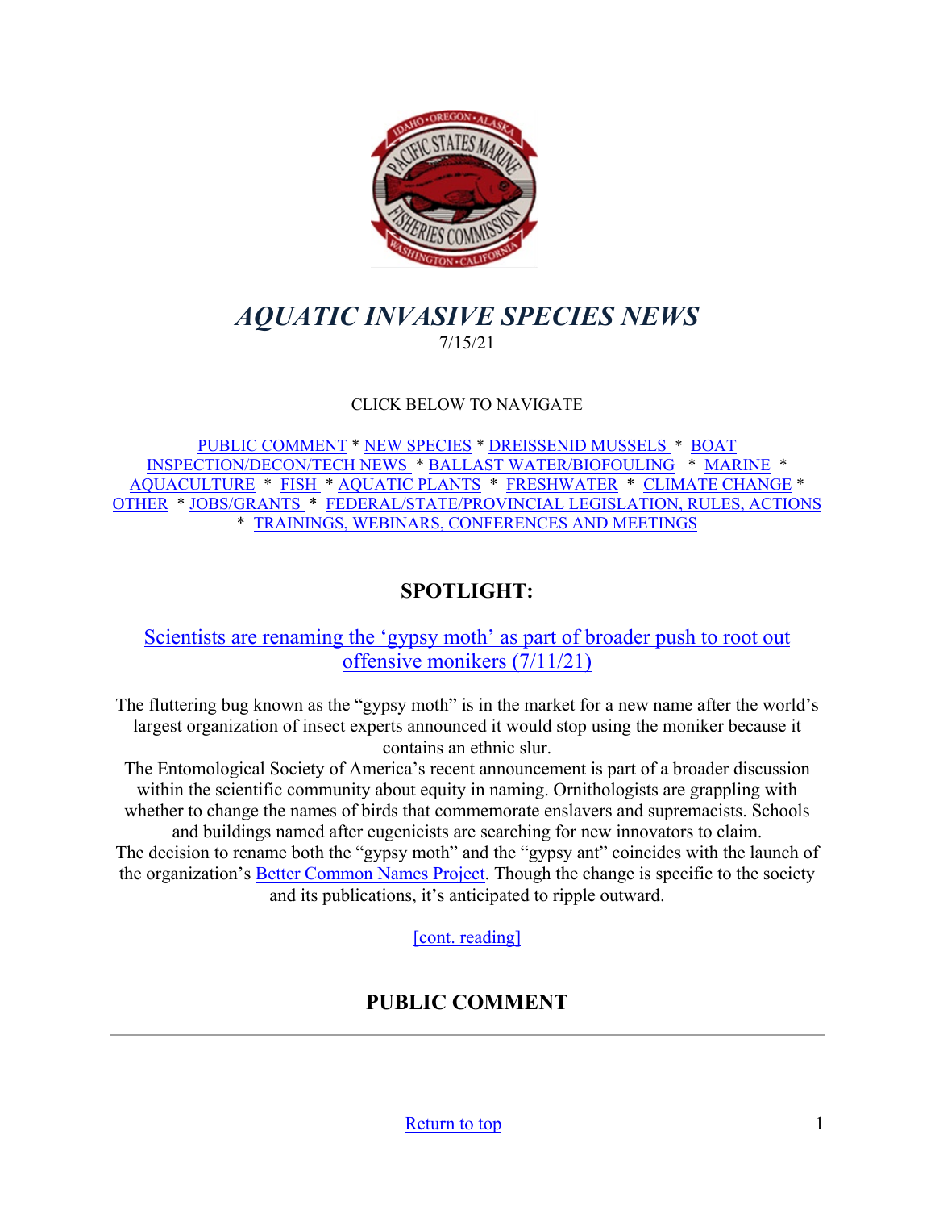# *AQUATIC INVASIVE SPECIES NEWS*

7/15/21

CLICK BELOW TO NAVIGATE

PUBLIC COMMENT * NEW SPECIES * DREISSENID MUSSELS * BOAT INSPECTION/DECON/TECH NEWS * BALLAST WATER/BIOFOULING * MARINE * AQUACULTURE * FISH * AQUATIC PLANTS * FRESHWATER * CLIMATE CHANGE * OTHER * JOBS/GRANTS * FEDERAL/STATE/PROVINCIAL LEGISLATION, RULES, ACTIONS * TRAININGS, WEBINARS, CONFERENCES AND MEETINGS

## SPOTLIGHT:

### Scientists are renaming the 'gypsy moth' as part of broader push to root out offensive monikers (7/11/21)

The fluttering bug known as the "gypsy moth" is in the market for a new name after the world's largest organization of insect experts announced it would stop using the moniker because it contains an ethnic slur.

The Entomological Society of America's recent announcement is part of a broader discussion within the scientific community about equity in naming. Ornithologists are grappling with whether to change the names of birds that commemorate enslavers and supremacists. Schools and buildings named after eugenicists are searching for new innovators to claim.

The decision to rename both the "gypsy moth" and the "gypsy ant" coincides with the launch of the organization's Better Common Names Project. Though the change is specific to the society and its publications, it's anticipated to ripple outward.

[cont. reading]

## PUBLIC COMMENT

---

Return to top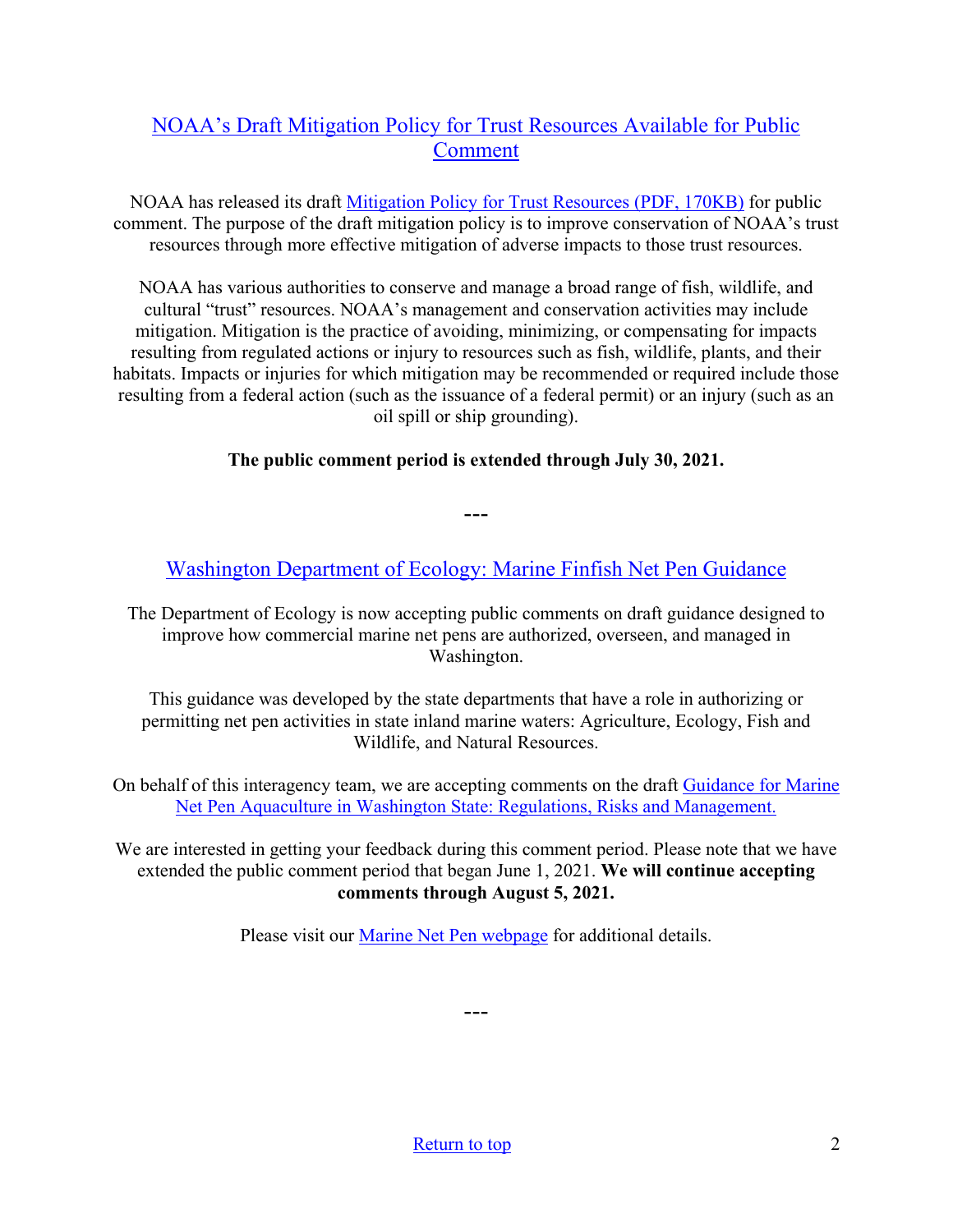## NOAA's Draft Mitigation Policy for Trust Resources Available for Public Comment

NOAA has released its draft Mitigation Policy for Trust Resources (PDF, 170KB) for public comment. The purpose of the draft mitigation policy is to improve conservation of NOAA's trust resources through more effective mitigation of adverse impacts to those trust resources.

NOAA has various authorities to conserve and manage a broad range of fish, wildlife, and cultural "trust" resources. NOAA's management and conservation activities may include mitigation. Mitigation is the practice of avoiding, minimizing, or compensating for impacts resulting from regulated actions or injury to resources such as fish, wildlife, plants, and their habitats. Impacts or injuries for which mitigation may be recommended or required include those resulting from a federal action (such as the issuance of a federal permit) or an injury (such as an oil spill or ship grounding).

**The public comment period is extended through July 30, 2021.**

---

## Washington Department of Ecology: Marine Finfish Net Pen Guidance

The Department of Ecology is now accepting public comments on draft guidance designed to improve how commercial marine net pens are authorized, overseen, and managed in Washington.

This guidance was developed by the state departments that have a role in authorizing or permitting net pen activities in state inland marine waters: Agriculture, Ecology, Fish and Wildlife, and Natural Resources.

On behalf of this interagency team, we are accepting comments on the draft Guidance for Marine Net Pen Aquaculture in Washington State: Regulations, Risks and Management.

We are interested in getting your feedback during this comment period. Please note that we have extended the public comment period that began June 1, 2021. **We will continue accepting comments through August 5, 2021.**

Please visit our Marine Net Pen webpage for additional details.

---

Return to top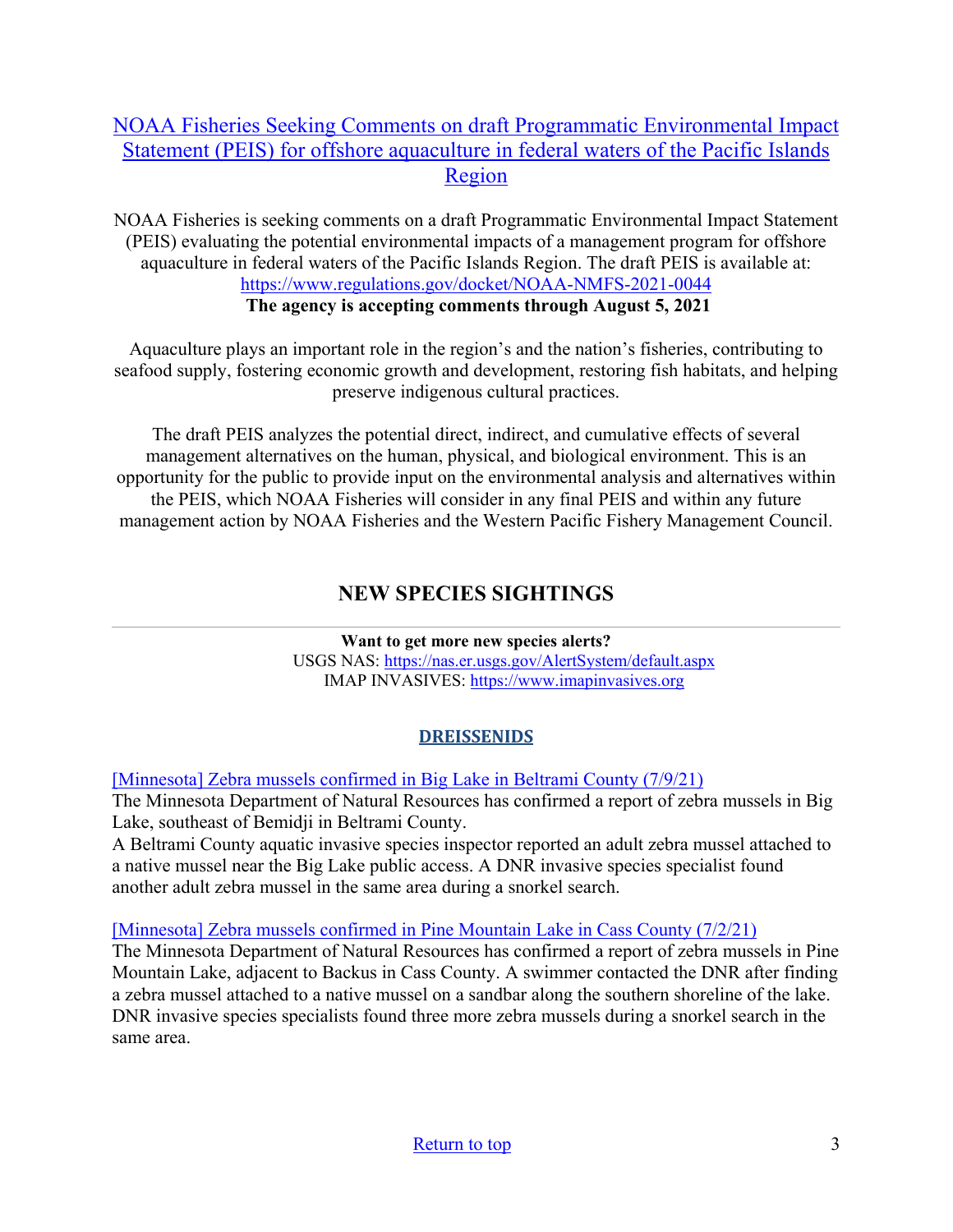## [NOAA Fisheries Seeking Comments on draft Programmatic Environmental Impact Statement (PEIS) for offshore aquaculture in federal waters of the Pacific Islands Region]

NOAA Fisheries is seeking comments on a draft Programmatic Environmental Impact Statement (PEIS) evaluating the potential environmental impacts of a management program for offshore aquaculture in federal waters of the Pacific Islands Region. The draft PEIS is available at: https://www.regulations.gov/docket/NOAA-NMFS-2021-0044

**The agency is accepting comments through August 5, 2021**

Aquaculture plays an important role in the region's and the nation's fisheries, contributing to seafood supply, fostering economic growth and development, restoring fish habitats, and helping preserve indigenous cultural practices.

The draft PEIS analyzes the potential direct, indirect, and cumulative effects of several management alternatives on the human, physical, and biological environment. This is an opportunity for the public to provide input on the environmental analysis and alternatives within the PEIS, which NOAA Fisheries will consider in any final PEIS and within any future management action by NOAA Fisheries and the Western Pacific Fishery Management Council.

# NEW SPECIES SIGHTINGS

**Want to get more new species alerts?**

USGS NAS: https://nas.er.usgs.gov/AlertSystem/default.aspx

IMAP INVASIVES: https://www.imapinvasives.org

### DREISSENIDS

[Minnesota] Zebra mussels confirmed in Big Lake in Beltrami County (7/9/21)

The Minnesota Department of Natural Resources has confirmed a report of zebra mussels in Big Lake, southeast of Bemidji in Beltrami County.

A Beltrami County aquatic invasive species inspector reported an adult zebra mussel attached to a native mussel near the Big Lake public access. A DNR invasive species specialist found another adult zebra mussel in the same area during a snorkel search.

[Minnesota] Zebra mussels confirmed in Pine Mountain Lake in Cass County (7/2/21)

The Minnesota Department of Natural Resources has confirmed a report of zebra mussels in Pine Mountain Lake, adjacent to Backus in Cass County. A swimmer contacted the DNR after finding a zebra mussel attached to a native mussel on a sandbar along the southern shoreline of the lake. DNR invasive species specialists found three more zebra mussels during a snorkel search in the same area.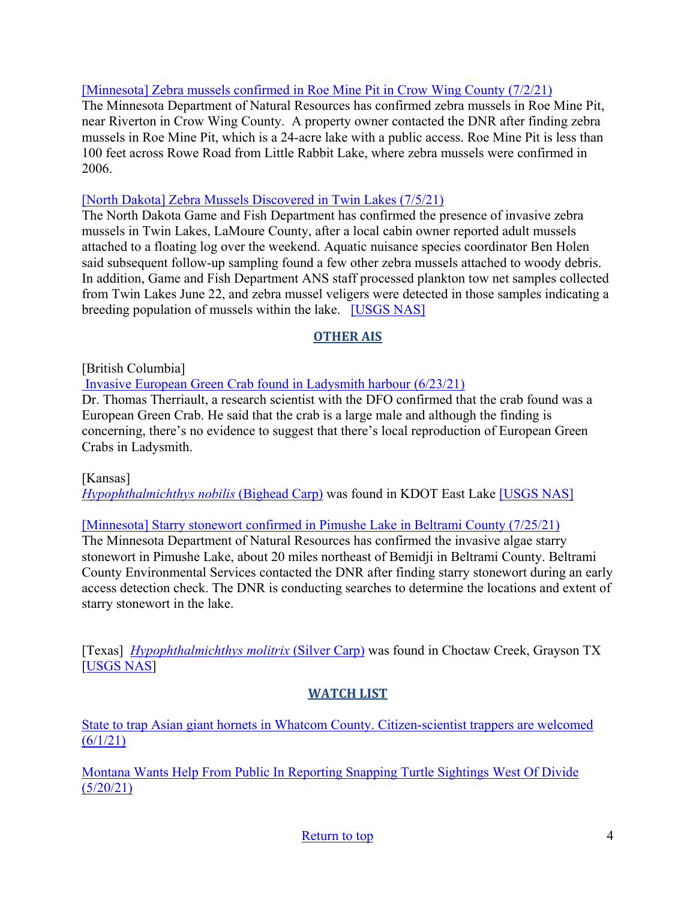[Minnesota] Zebra mussels confirmed in Roe Mine Pit in Crow Wing County (7/2/21)
The Minnesota Department of Natural Resources has confirmed zebra mussels in Roe Mine Pit, near Riverton in Crow Wing County. A property owner contacted the DNR after finding zebra mussels in Roe Mine Pit, which is a 24-acre lake with a public access. Roe Mine Pit is less than 100 feet across Rowe Road from Little Rabbit Lake, where zebra mussels were confirmed in 2006.

[North Dakota] Zebra Mussels Discovered in Twin Lakes (7/5/21)
The North Dakota Game and Fish Department has confirmed the presence of invasive zebra mussels in Twin Lakes, LaMoure County, after a local cabin owner reported adult mussels attached to a floating log over the weekend. Aquatic nuisance species coordinator Ben Holen said subsequent follow-up sampling found a few other zebra mussels attached to woody debris. In addition, Game and Fish Department ANS staff processed plankton tow net samples collected from Twin Lakes June 22, and zebra mussel veligers were detected in those samples indicating a breeding population of mussels within the lake. [USGS NAS]

## OTHER AIS

[British Columbia]
Invasive European Green Crab found in Ladysmith harbour (6/23/21)
Dr. Thomas Therriault, a research scientist with the DFO confirmed that the crab found was a European Green Crab. He said that the crab is a large male and although the finding is concerning, there's no evidence to suggest that there's local reproduction of European Green Crabs in Ladysmith.

[Kansas]
*Hypophthalmichthys nobilis* (Bighead Carp) was found in KDOT East Lake [USGS NAS]

[Minnesota] Starry stonewort confirmed in Pimushe Lake in Beltrami County (7/25/21)
The Minnesota Department of Natural Resources has confirmed the invasive algae starry stonewort in Pimushe Lake, about 20 miles northeast of Bemidji in Beltrami County. Beltrami County Environmental Services contacted the DNR after finding starry stonewort during an early access detection check. The DNR is conducting searches to determine the locations and extent of starry stonewort in the lake.

[Texas] *Hypophthalmichthys molitrix* (Silver Carp) was found in Choctaw Creek, Grayson TX [USGS NAS]

## WATCH LIST

State to trap Asian giant hornets in Whatcom County. Citizen-scientist trappers are welcomed (6/1/21)

Montana Wants Help From Public In Reporting Snapping Turtle Sightings West Of Divide (5/20/21)

Return to top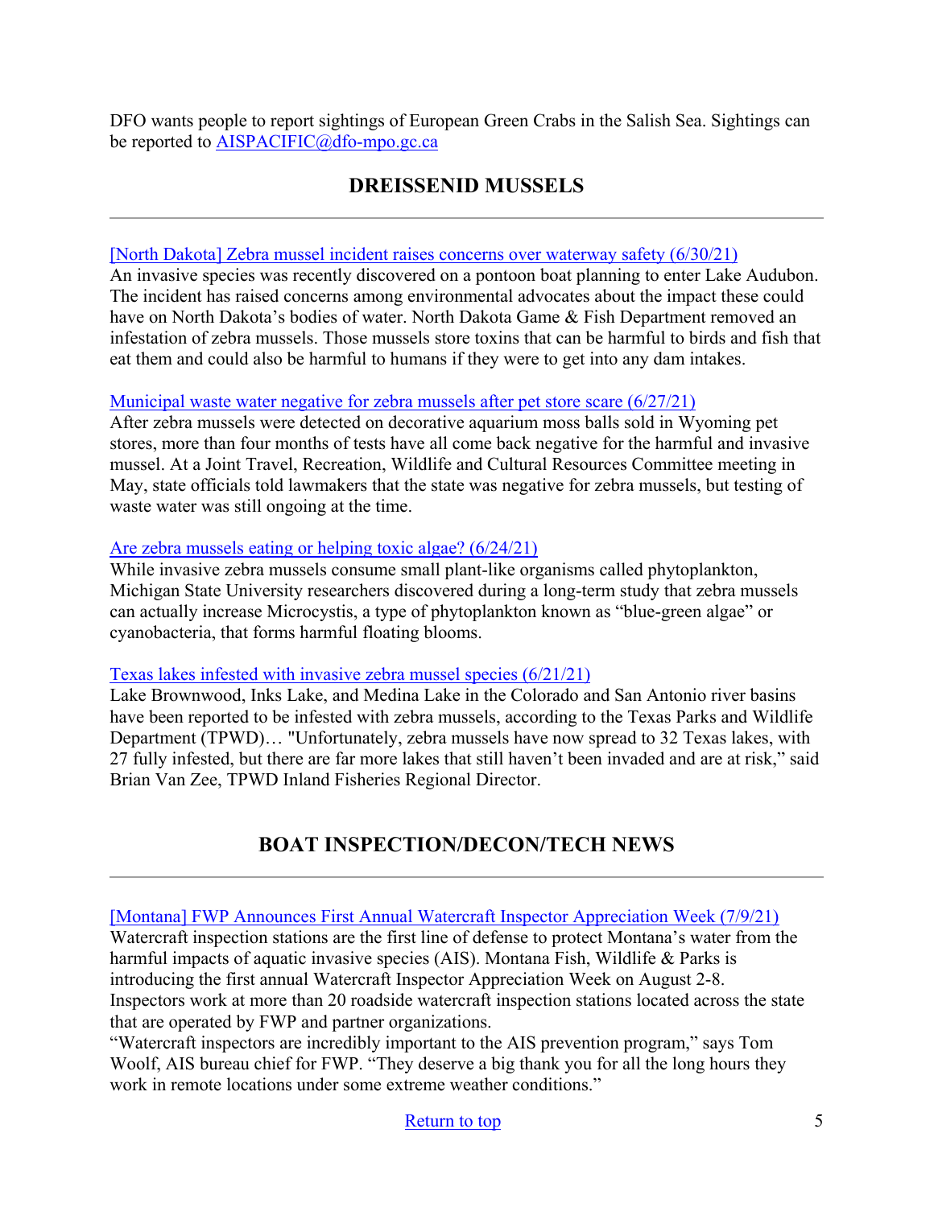DFO wants people to report sightings of European Green Crabs in the Salish Sea. Sightings can be reported to [AISPACIFIC@dfo-mpo.gc.ca](mailto:AISPACIFIC@dfo-mpo.gc.ca)

## DREISSENID MUSSELS

---

[North Dakota] Zebra mussel incident raises concerns over waterway safety (6/30/21)
An invasive species was recently discovered on a pontoon boat planning to enter Lake Audubon. The incident has raised concerns among environmental advocates about the impact these could have on North Dakota's bodies of water. North Dakota Game & Fish Department removed an infestation of zebra mussels. Those mussels store toxins that can be harmful to birds and fish that eat them and could also be harmful to humans if they were to get into any dam intakes.

Municipal waste water negative for zebra mussels after pet store scare (6/27/21)
After zebra mussels were detected on decorative aquarium moss balls sold in Wyoming pet stores, more than four months of tests have all come back negative for the harmful and invasive mussel. At a Joint Travel, Recreation, Wildlife and Cultural Resources Committee meeting in May, state officials told lawmakers that the state was negative for zebra mussels, but testing of waste water was still ongoing at the time.

Are zebra mussels eating or helping toxic algae? (6/24/21)
While invasive zebra mussels consume small plant-like organisms called phytoplankton, Michigan State University researchers discovered during a long-term study that zebra mussels can actually increase Microcystis, a type of phytoplankton known as "blue-green algae" or cyanobacteria, that forms harmful floating blooms.

Texas lakes infested with invasive zebra mussel species (6/21/21)
Lake Brownwood, Inks Lake, and Medina Lake in the Colorado and San Antonio river basins have been reported to be infested with zebra mussels, according to the Texas Parks and Wildlife Department (TPWD)… "Unfortunately, zebra mussels have now spread to 32 Texas lakes, with 27 fully infested, but there are far more lakes that still haven't been invaded and are at risk," said Brian Van Zee, TPWD Inland Fisheries Regional Director.

## BOAT INSPECTION/DECON/TECH NEWS

---

[Montana] FWP Announces First Annual Watercraft Inspector Appreciation Week (7/9/21)
Watercraft inspection stations are the first line of defense to protect Montana's water from the harmful impacts of aquatic invasive species (AIS). Montana Fish, Wildlife & Parks is introducing the first annual Watercraft Inspector Appreciation Week on August 2-8. Inspectors work at more than 20 roadside watercraft inspection stations located across the state that are operated by FWP and partner organizations.
"Watercraft inspectors are incredibly important to the AIS prevention program," says Tom Woolf, AIS bureau chief for FWP. "They deserve a big thank you for all the long hours they work in remote locations under some extreme weather conditions."

Return to top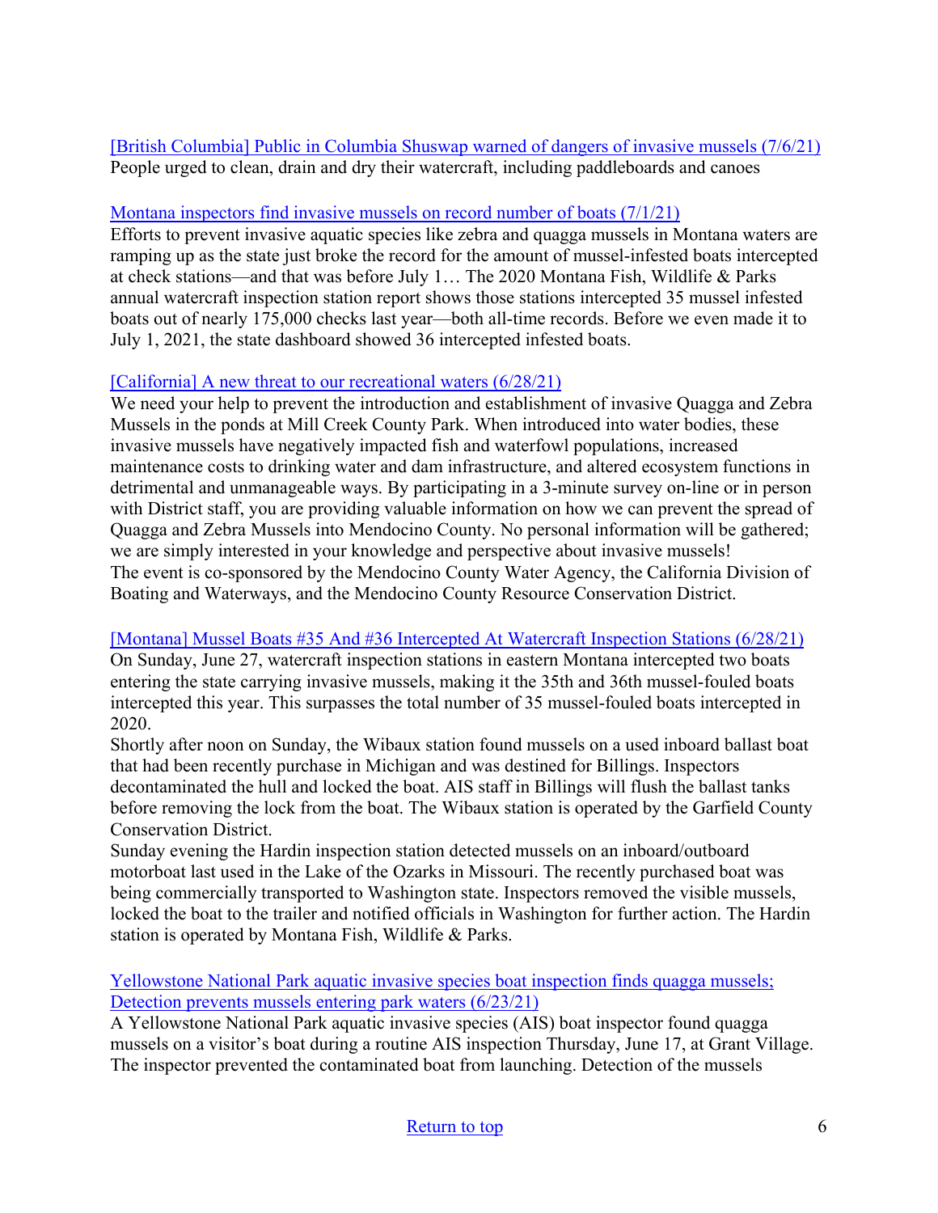[British Columbia] Public in Columbia Shuswap warned of dangers of invasive mussels (7/6/21)
People urged to clean, drain and dry their watercraft, including paddleboards and canoes

Montana inspectors find invasive mussels on record number of boats (7/1/21)
Efforts to prevent invasive aquatic species like zebra and quagga mussels in Montana waters are ramping up as the state just broke the record for the amount of mussel-infested boats intercepted at check stations—and that was before July 1… The 2020 Montana Fish, Wildlife & Parks annual watercraft inspection station report shows those stations intercepted 35 mussel infested boats out of nearly 175,000 checks last year—both all-time records. Before we even made it to July 1, 2021, the state dashboard showed 36 intercepted infested boats.

[California] A new threat to our recreational waters (6/28/21)
We need your help to prevent the introduction and establishment of invasive Quagga and Zebra Mussels in the ponds at Mill Creek County Park. When introduced into water bodies, these invasive mussels have negatively impacted fish and waterfowl populations, increased maintenance costs to drinking water and dam infrastructure, and altered ecosystem functions in detrimental and unmanageable ways. By participating in a 3-minute survey on-line or in person with District staff, you are providing valuable information on how we can prevent the spread of Quagga and Zebra Mussels into Mendocino County. No personal information will be gathered; we are simply interested in your knowledge and perspective about invasive mussels!
The event is co-sponsored by the Mendocino County Water Agency, the California Division of Boating and Waterways, and the Mendocino County Resource Conservation District.

[Montana] Mussel Boats #35 And #36 Intercepted At Watercraft Inspection Stations (6/28/21)
On Sunday, June 27, watercraft inspection stations in eastern Montana intercepted two boats entering the state carrying invasive mussels, making it the 35th and 36th mussel-fouled boats intercepted this year. This surpasses the total number of 35 mussel-fouled boats intercepted in 2020.
Shortly after noon on Sunday, the Wibaux station found mussels on a used inboard ballast boat that had been recently purchase in Michigan and was destined for Billings. Inspectors decontaminated the hull and locked the boat. AIS staff in Billings will flush the ballast tanks before removing the lock from the boat. The Wibaux station is operated by the Garfield County Conservation District.
Sunday evening the Hardin inspection station detected mussels on an inboard/outboard motorboat last used in the Lake of the Ozarks in Missouri. The recently purchased boat was being commercially transported to Washington state. Inspectors removed the visible mussels, locked the boat to the trailer and notified officials in Washington for further action. The Hardin station is operated by Montana Fish, Wildlife & Parks.

Yellowstone National Park aquatic invasive species boat inspection finds quagga mussels; Detection prevents mussels entering park waters (6/23/21)
A Yellowstone National Park aquatic invasive species (AIS) boat inspector found quagga mussels on a visitor's boat during a routine AIS inspection Thursday, June 17, at Grant Village. The inspector prevented the contaminated boat from launching. Detection of the mussels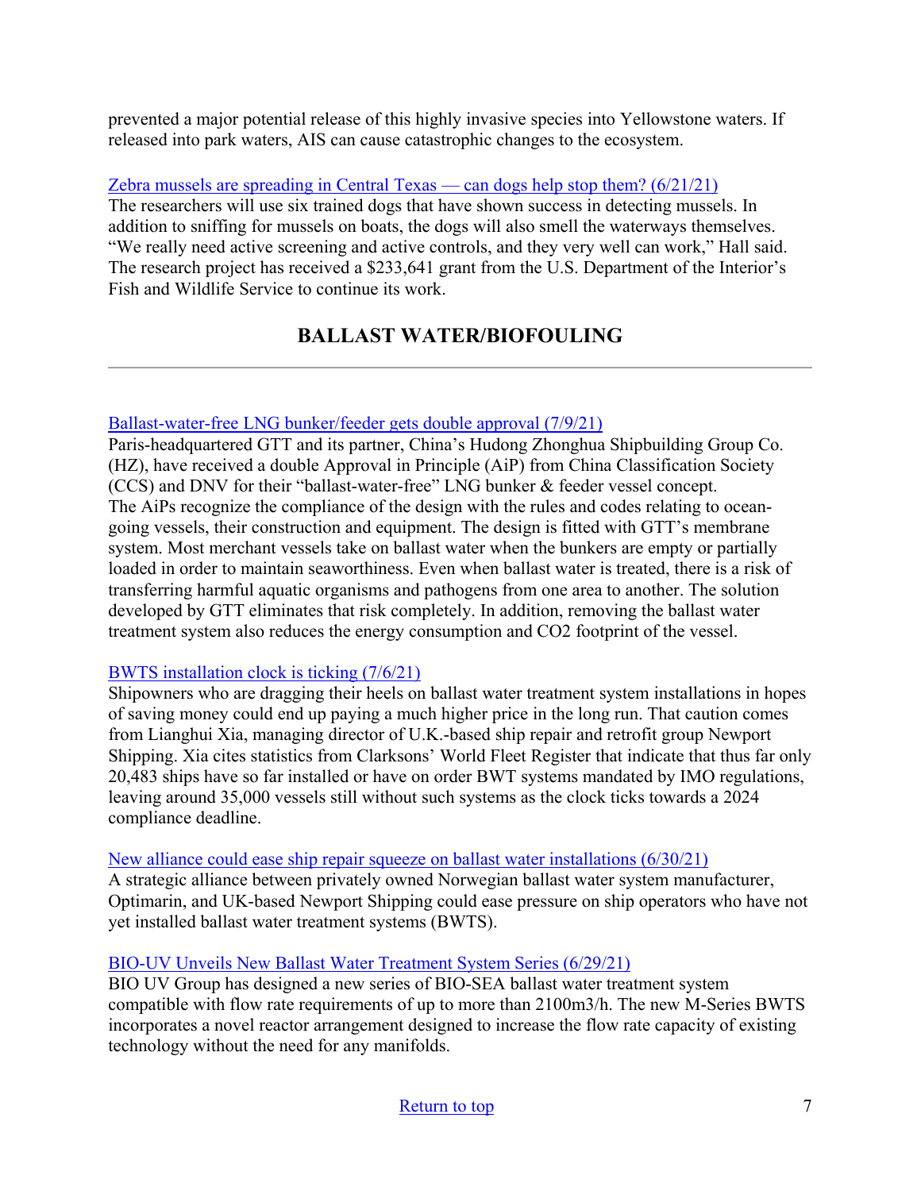prevented a major potential release of this highly invasive species into Yellowstone waters. If released into park waters, AIS can cause catastrophic changes to the ecosystem.

[Zebra mussels are spreading in Central Texas — can dogs help stop them? (6/21/21)]()
The researchers will use six trained dogs that have shown success in detecting mussels. In addition to sniffing for mussels on boats, the dogs will also smell the waterways themselves. "We really need active screening and active controls, and they very well can work," Hall said. The research project has received a $233,641 grant from the U.S. Department of the Interior's Fish and Wildlife Service to continue its work.

## BALLAST WATER/BIOFOULING

---

[Ballast-water-free LNG bunker/feeder gets double approval (7/9/21)]()
Paris-headquartered GTT and its partner, China's Hudong Zhonghua Shipbuilding Group Co. (HZ), have received a double Approval in Principle (AiP) from China Classification Society (CCS) and DNV for their "ballast-water-free" LNG bunker & feeder vessel concept. The AiPs recognize the compliance of the design with the rules and codes relating to ocean-going vessels, their construction and equipment. The design is fitted with GTT's membrane system. Most merchant vessels take on ballast water when the bunkers are empty or partially loaded in order to maintain seaworthiness. Even when ballast water is treated, there is a risk of transferring harmful aquatic organisms and pathogens from one area to another. The solution developed by GTT eliminates that risk completely. In addition, removing the ballast water treatment system also reduces the energy consumption and $CO_2$ footprint of the vessel.

[BWTS installation clock is ticking (7/6/21)]()
Shipowners who are dragging their heels on ballast water treatment system installations in hopes of saving money could end up paying a much higher price in the long run. That caution comes from Lianghui Xia, managing director of U.K.-based ship repair and retrofit group Newport Shipping. Xia cites statistics from Clarksons' World Fleet Register that indicate that thus far only 20,483 ships have so far installed or have on order BWT systems mandated by IMO regulations, leaving around 35,000 vessels still without such systems as the clock ticks towards a 2024 compliance deadline.

[New alliance could ease ship repair squeeze on ballast water installations (6/30/21)]()
A strategic alliance between privately owned Norwegian ballast water system manufacturer, Optimarin, and UK-based Newport Shipping could ease pressure on ship operators who have not yet installed ballast water treatment systems (BWTS).

[BIO-UV Unveils New Ballast Water Treatment System Series (6/29/21)]()
BIO UV Group has designed a new series of BIO-SEA ballast water treatment system compatible with flow rate requirements of up to more than $2100 m^3/h$. The new M-Series BWTS incorporates a novel reactor arrangement designed to increase the flow rate capacity of existing technology without the need for any manifolds.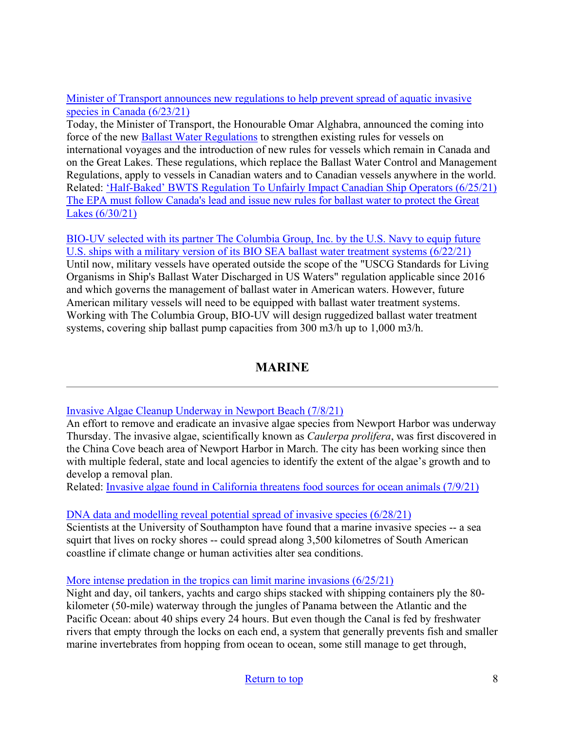Minister of Transport announces new regulations to help prevent spread of aquatic invasive species in Canada (6/23/21)
Today, the Minister of Transport, the Honourable Omar Alghabra, announced the coming into force of the new Ballast Water Regulations to strengthen existing rules for vessels on international voyages and the introduction of new rules for vessels which remain in Canada and on the Great Lakes. These regulations, which replace the Ballast Water Control and Management Regulations, apply to vessels in Canadian waters and to Canadian vessels anywhere in the world.
Related: 'Half-Baked' BWTS Regulation To Unfairly Impact Canadian Ship Operators (6/25/21)
The EPA must follow Canada's lead and issue new rules for ballast water to protect the Great Lakes (6/30/21)

BIO-UV selected with its partner The Columbia Group, Inc. by the U.S. Navy to equip future U.S. ships with a military version of its BIO SEA ballast water treatment systems (6/22/21)
Until now, military vessels have operated outside the scope of the "USCG Standards for Living Organisms in Ship's Ballast Water Discharged in US Waters" regulation applicable since 2016 and which governs the management of ballast water in American waters. However, future American military vessels will need to be equipped with ballast water treatment systems. Working with The Columbia Group, BIO-UV will design ruggedized ballast water treatment systems, covering ship ballast pump capacities from 300 m3/h up to 1,000 m3/h.

## MARINE

---

Invasive Algae Cleanup Underway in Newport Beach (7/8/21)
An effort to remove and eradicate an invasive algae species from Newport Harbor was underway Thursday. The invasive algae, scientifically known as *Caulerpa prolifera*, was first discovered in the China Cove beach area of Newport Harbor in March. The city has been working since then with multiple federal, state and local agencies to identify the extent of the algae's growth and to develop a removal plan.
Related: Invasive algae found in California threatens food sources for ocean animals (7/9/21)

DNA data and modelling reveal potential spread of invasive species (6/28/21)
Scientists at the University of Southampton have found that a marine invasive species -- a sea squirt that lives on rocky shores -- could spread along 3,500 kilometres of South American coastline if climate change or human activities alter sea conditions.

More intense predation in the tropics can limit marine invasions (6/25/21)
Night and day, oil tankers, yachts and cargo ships stacked with shipping containers ply the 80-kilometer (50-mile) waterway through the jungles of Panama between the Atlantic and the Pacific Ocean: about 40 ships every 24 hours. But even though the Canal is fed by freshwater rivers that empty through the locks on each end, a system that generally prevents fish and smaller marine invertebrates from hopping from ocean to ocean, some still manage to get through,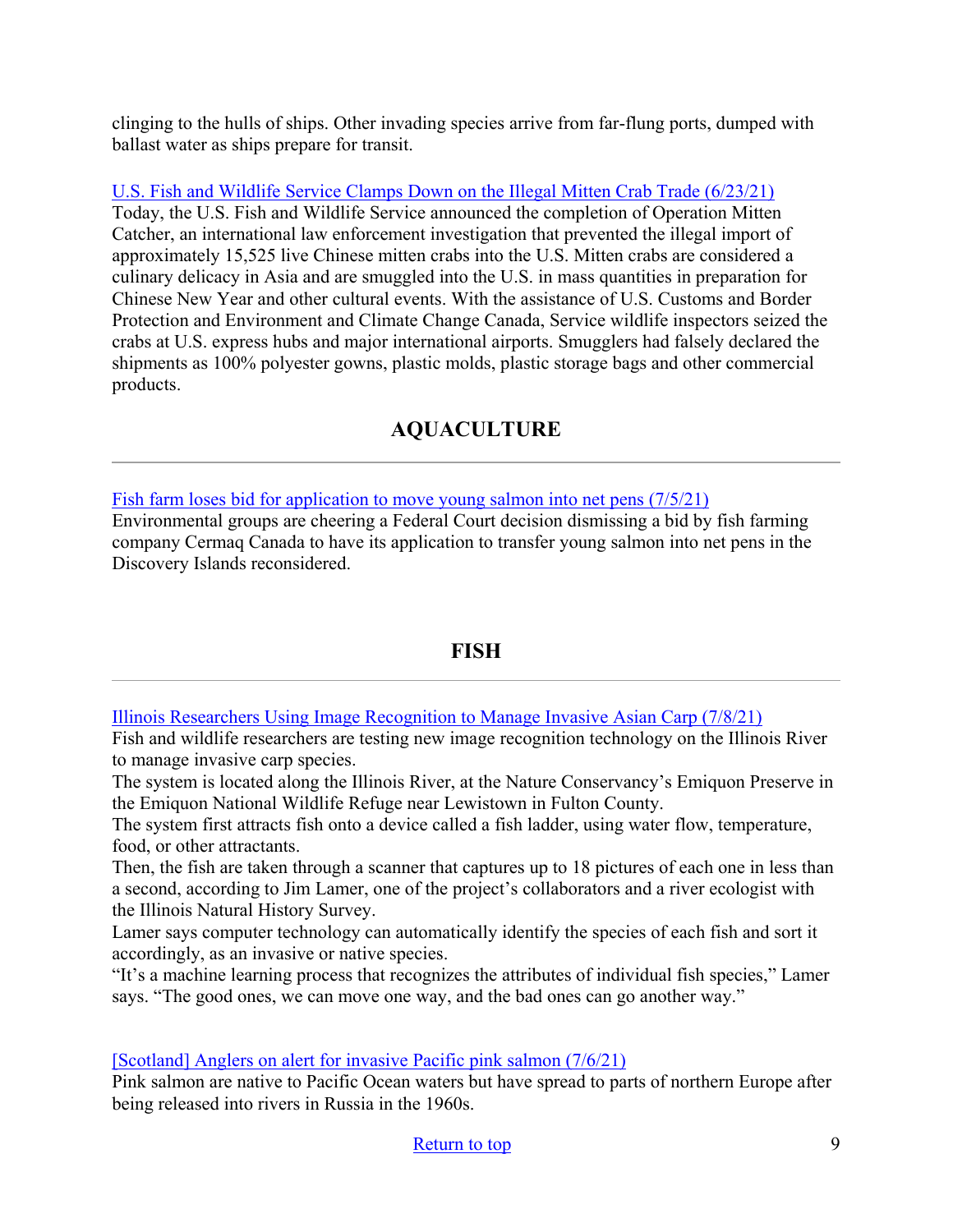clinging to the hulls of ships. Other invading species arrive from far-flung ports, dumped with ballast water as ships prepare for transit.

[U.S. Fish and Wildlife Service Clamps Down on the Illegal Mitten Crab Trade (6/23/21)]
Today, the U.S. Fish and Wildlife Service announced the completion of Operation Mitten Catcher, an international law enforcement investigation that prevented the illegal import of approximately 15,525 live Chinese mitten crabs into the U.S. Mitten crabs are considered a culinary delicacy in Asia and are smuggled into the U.S. in mass quantities in preparation for Chinese New Year and other cultural events. With the assistance of U.S. Customs and Border Protection and Environment and Climate Change Canada, Service wildlife inspectors seized the crabs at U.S. express hubs and major international airports. Smugglers had falsely declared the shipments as 100% polyester gowns, plastic molds, plastic storage bags and other commercial products.

## AQUACULTURE

---

[Fish farm loses bid for application to move young salmon into net pens (7/5/21)]
Environmental groups are cheering a Federal Court decision dismissing a bid by fish farming company Cermaq Canada to have its application to transfer young salmon into net pens in the Discovery Islands reconsidered.

## FISH

---

[Illinois Researchers Using Image Recognition to Manage Invasive Asian Carp (7/8/21)]
Fish and wildlife researchers are testing new image recognition technology on the Illinois River to manage invasive carp species.
The system is located along the Illinois River, at the Nature Conservancy's Emiquon Preserve in the Emiquon National Wildlife Refuge near Lewistown in Fulton County.
The system first attracts fish onto a device called a fish ladder, using water flow, temperature, food, or other attractants.
Then, the fish are taken through a scanner that captures up to 18 pictures of each one in less than a second, according to Jim Lamer, one of the project's collaborators and a river ecologist with the Illinois Natural History Survey.
Lamer says computer technology can automatically identify the species of each fish and sort it accordingly, as an invasive or native species.
"It's a machine learning process that recognizes the attributes of individual fish species," Lamer says. "The good ones, we can move one way, and the bad ones can go another way."

[[Scotland] Anglers on alert for invasive Pacific pink salmon (7/6/21)]
Pink salmon are native to Pacific Ocean waters but have spread to parts of northern Europe after being released into rivers in Russia in the 1960s.

Return to top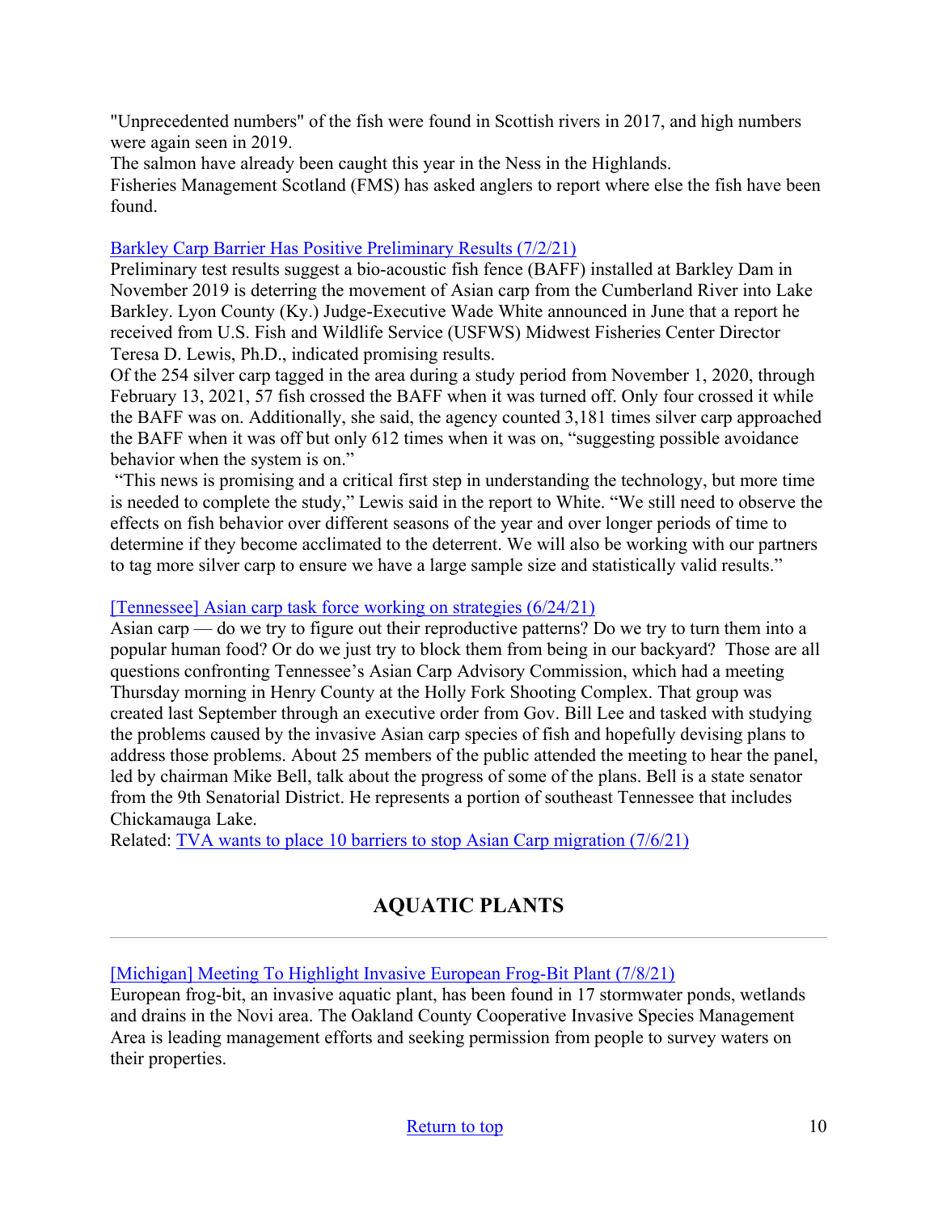"Unprecedented numbers" of the fish were found in Scottish rivers in 2017, and high numbers were again seen in 2019.

The salmon have already been caught this year in the Ness in the Highlands.

Fisheries Management Scotland (FMS) has asked anglers to report where else the fish have been found.

[Barkley Carp Barrier Has Positive Preliminary Results (7/2/21)]

Preliminary test results suggest a bio-acoustic fish fence (BAFF) installed at Barkley Dam in November 2019 is deterring the movement of Asian carp from the Cumberland River into Lake Barkley. Lyon County (Ky.) Judge-Executive Wade White announced in June that a report he received from U.S. Fish and Wildlife Service (USFWS) Midwest Fisheries Center Director Teresa D. Lewis, Ph.D., indicated promising results.

Of the 254 silver carp tagged in the area during a study period from November 1, 2020, through February 13, 2021, 57 fish crossed the BAFF when it was turned off. Only four crossed it while the BAFF was on. Additionally, she said, the agency counted 3,181 times silver carp approached the BAFF when it was off but only 612 times when it was on, "suggesting possible avoidance behavior when the system is on."

"This news is promising and a critical first step in understanding the technology, but more time is needed to complete the study," Lewis said in the report to White. "We still need to observe the effects on fish behavior over different seasons of the year and over longer periods of time to determine if they become acclimated to the deterrent. We will also be working with our partners to tag more silver carp to ensure we have a large sample size and statistically valid results."

[Tennessee] Asian carp task force working on strategies (6/24/21)

Asian carp — do we try to figure out their reproductive patterns? Do we try to turn them into a popular human food? Or do we just try to block them from being in our backyard? Those are all questions confronting Tennessee's Asian Carp Advisory Commission, which had a meeting Thursday morning in Henry County at the Holly Fork Shooting Complex. That group was created last September through an executive order from Gov. Bill Lee and tasked with studying the problems caused by the invasive Asian carp species of fish and hopefully devising plans to address those problems. About 25 members of the public attended the meeting to hear the panel, led by chairman Mike Bell, talk about the progress of some of the plans. Bell is a state senator from the 9th Senatorial District. He represents a portion of southeast Tennessee that includes Chickamauga Lake.

Related: TVA wants to place 10 barriers to stop Asian Carp migration (7/6/21)

## AQUATIC PLANTS

---

[Michigan] Meeting To Highlight Invasive European Frog-Bit Plant (7/8/21)

European frog-bit, an invasive aquatic plant, has been found in 17 stormwater ponds, wetlands and drains in the Novi area. The Oakland County Cooperative Invasive Species Management Area is leading management efforts and seeking permission from people to survey waters on their properties.

Return to top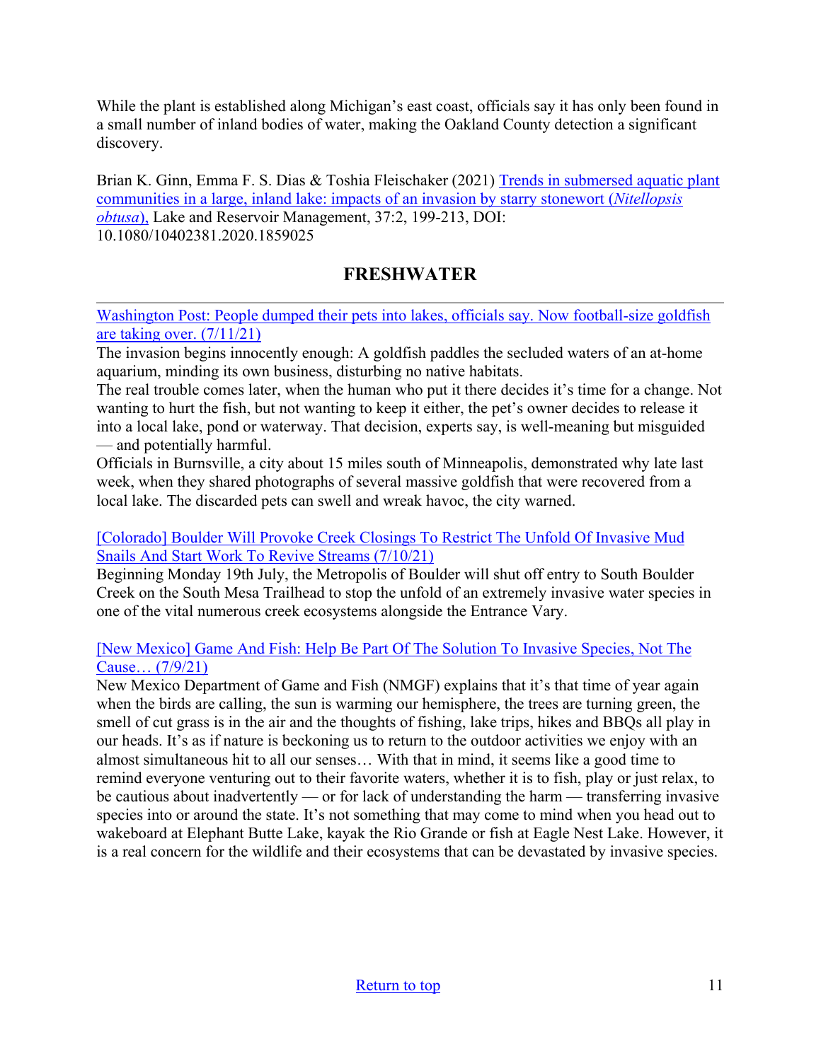While the plant is established along Michigan's east coast, officials say it has only been found in a small number of inland bodies of water, making the Oakland County detection a significant discovery.

Brian K. Ginn, Emma F. S. Dias & Toshia Fleischaker (2021) Trends in submersed aquatic plant communities in a large, inland lake: impacts of an invasion by starry stonewort (*Nitellopsis obtusa*), Lake and Reservoir Management, 37:2, 199-213, DOI: 10.1080/10402381.2020.1859025

## FRESHWATER

---

Washington Post: People dumped their pets into lakes, officials say. Now football-size goldfish are taking over. (7/11/21)

The invasion begins innocently enough: A goldfish paddles the secluded waters of an at-home aquarium, minding its own business, disturbing no native habitats.

The real trouble comes later, when the human who put it there decides it's time for a change. Not wanting to hurt the fish, but not wanting to keep it either, the pet's owner decides to release it into a local lake, pond or waterway. That decision, experts say, is well-meaning but misguided — and potentially harmful.

Officials in Burnsville, a city about 15 miles south of Minneapolis, demonstrated why late last week, when they shared photographs of several massive goldfish that were recovered from a local lake. The discarded pets can swell and wreak havoc, the city warned.

[Colorado] Boulder Will Provoke Creek Closings To Restrict The Unfold Of Invasive Mud Snails And Start Work To Revive Streams (7/10/21)

Beginning Monday 19th July, the Metropolis of Boulder will shut off entry to South Boulder Creek on the South Mesa Trailhead to stop the unfold of an extremely invasive water species in one of the vital numerous creek ecosystems alongside the Entrance Vary.

[New Mexico] Game And Fish: Help Be Part Of The Solution To Invasive Species, Not The Cause… (7/9/21)

New Mexico Department of Game and Fish (NMGF) explains that it's that time of year again when the birds are calling, the sun is warming our hemisphere, the trees are turning green, the smell of cut grass is in the air and the thoughts of fishing, lake trips, hikes and BBQs all play in our heads. It's as if nature is beckoning us to return to the outdoor activities we enjoy with an almost simultaneous hit to all our senses… With that in mind, it seems like a good time to remind everyone venturing out to their favorite waters, whether it is to fish, play or just relax, to be cautious about inadvertently — or for lack of understanding the harm — transferring invasive species into or around the state. It's not something that may come to mind when you head out to wakeboard at Elephant Butte Lake, kayak the Rio Grande or fish at Eagle Nest Lake. However, it is a real concern for the wildlife and their ecosystems that can be devastated by invasive species.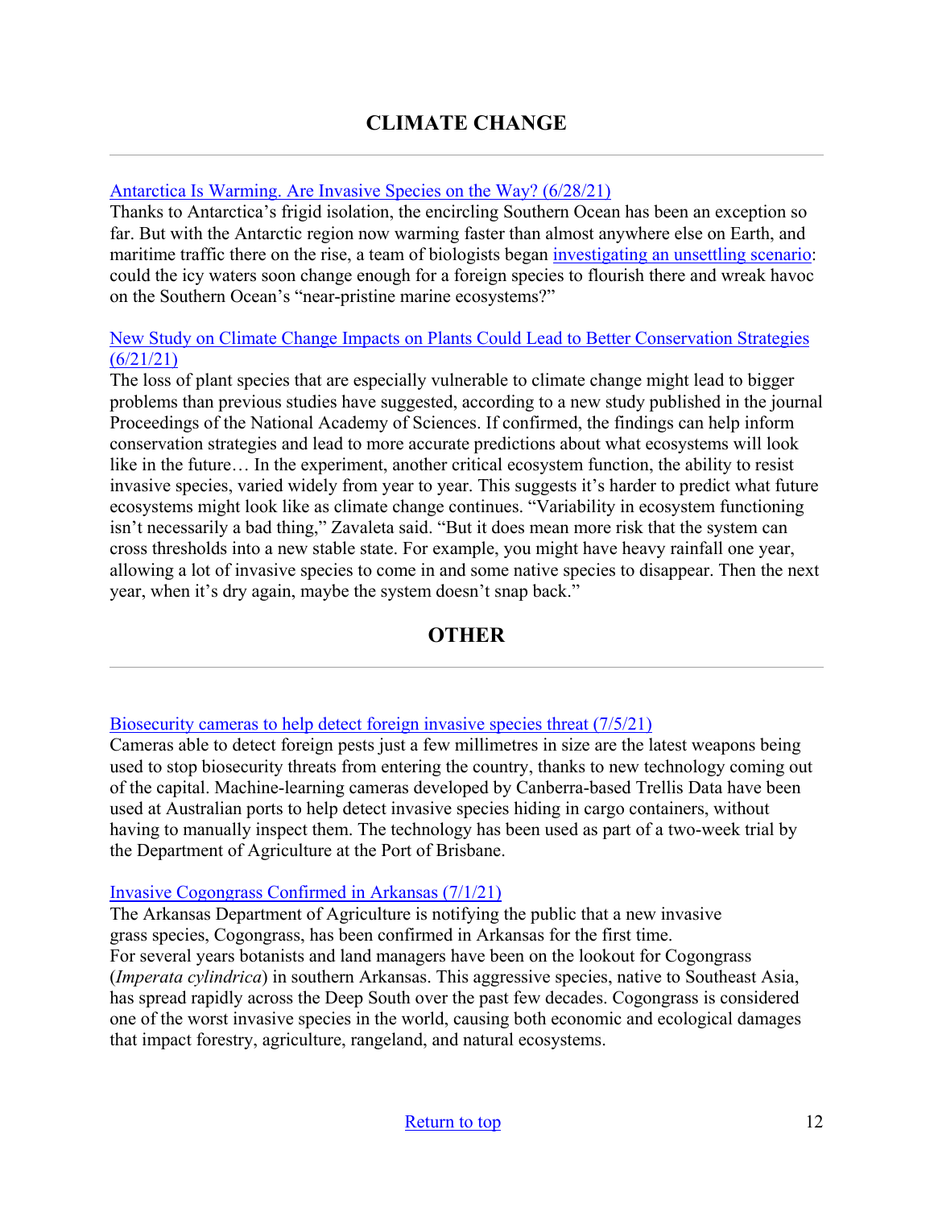## CLIMATE CHANGE

Antarctica Is Warming. Are Invasive Species on the Way? (6/28/21)
Thanks to Antarctica's frigid isolation, the encircling Southern Ocean has been an exception so far. But with the Antarctic region now warming faster than almost anywhere else on Earth, and maritime traffic there on the rise, a team of biologists began investigating an unsettling scenario: could the icy waters soon change enough for a foreign species to flourish there and wreak havoc on the Southern Ocean's "near-pristine marine ecosystems?"

New Study on Climate Change Impacts on Plants Could Lead to Better Conservation Strategies (6/21/21)
The loss of plant species that are especially vulnerable to climate change might lead to bigger problems than previous studies have suggested, according to a new study published in the journal Proceedings of the National Academy of Sciences. If confirmed, the findings can help inform conservation strategies and lead to more accurate predictions about what ecosystems will look like in the future… In the experiment, another critical ecosystem function, the ability to resist invasive species, varied widely from year to year. This suggests it's harder to predict what future ecosystems might look like as climate change continues. "Variability in ecosystem functioning isn't necessarily a bad thing," Zavaleta said. "But it does mean more risk that the system can cross thresholds into a new stable state. For example, you might have heavy rainfall one year, allowing a lot of invasive species to come in and some native species to disappear. Then the next year, when it's dry again, maybe the system doesn't snap back."

## OTHER

Biosecurity cameras to help detect foreign invasive species threat (7/5/21)
Cameras able to detect foreign pests just a few millimetres in size are the latest weapons being used to stop biosecurity threats from entering the country, thanks to new technology coming out of the capital. Machine-learning cameras developed by Canberra-based Trellis Data have been used at Australian ports to help detect invasive species hiding in cargo containers, without having to manually inspect them. The technology has been used as part of a two-week trial by the Department of Agriculture at the Port of Brisbane.

Invasive Cogongrass Confirmed in Arkansas (7/1/21)
The Arkansas Department of Agriculture is notifying the public that a new invasive grass species, Cogongrass, has been confirmed in Arkansas for the first time.
For several years botanists and land managers have been on the lookout for Cogongrass (*Imperata cylindrica*) in southern Arkansas. This aggressive species, native to Southeast Asia, has spread rapidly across the Deep South over the past few decades. Cogongrass is considered one of the worst invasive species in the world, causing both economic and ecological damages that impact forestry, agriculture, rangeland, and natural ecosystems.

Return to top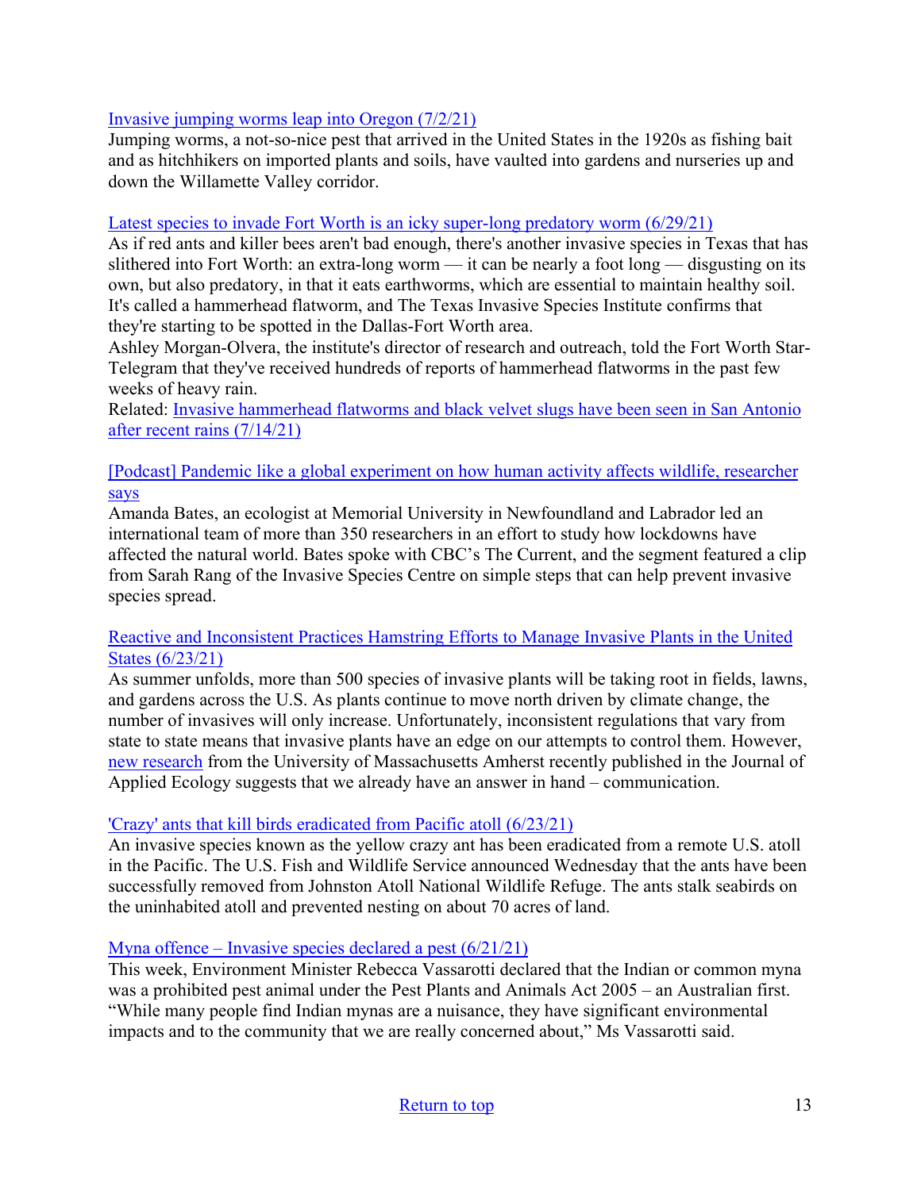[Invasive jumping worms leap into Oregon (7/2/21)]

Jumping worms, a not-so-nice pest that arrived in the United States in the 1920s as fishing bait and as hitchhikers on imported plants and soils, have vaulted into gardens and nurseries up and down the Willamette Valley corridor.

[Latest species to invade Fort Worth is an icky super-long predatory worm (6/29/21)]

As if red ants and killer bees aren't bad enough, there's another invasive species in Texas that has slithered into Fort Worth: an extra-long worm — it can be nearly a foot long — disgusting on its own, but also predatory, in that it eats earthworms, which are essential to maintain healthy soil. It's called a hammerhead flatworm, and The Texas Invasive Species Institute confirms that they're starting to be spotted in the Dallas-Fort Worth area.

Ashley Morgan-Olvera, the institute's director of research and outreach, told the Fort Worth Star-Telegram that they've received hundreds of reports of hammerhead flatworms in the past few weeks of heavy rain.

Related: [Invasive hammerhead flatworms and black velvet slugs have been seen in San Antonio after recent rains (7/14/21)]

[[Podcast] Pandemic like a global experiment on how human activity affects wildlife, researcher says]

Amanda Bates, an ecologist at Memorial University in Newfoundland and Labrador led an international team of more than 350 researchers in an effort to study how lockdowns have affected the natural world. Bates spoke with CBC's The Current, and the segment featured a clip from Sarah Rang of the Invasive Species Centre on simple steps that can help prevent invasive species spread.

[Reactive and Inconsistent Practices Hamstring Efforts to Manage Invasive Plants in the United States (6/23/21)]

As summer unfolds, more than 500 species of invasive plants will be taking root in fields, lawns, and gardens across the U.S. As plants continue to move north driven by climate change, the number of invasives will only increase. Unfortunately, inconsistent regulations that vary from state to state means that invasive plants have an edge on our attempts to control them. However, [new research] from the University of Massachusetts Amherst recently published in the Journal of Applied Ecology suggests that we already have an answer in hand – communication.

['Crazy' ants that kill birds eradicated from Pacific atoll (6/23/21)]

An invasive species known as the yellow crazy ant has been eradicated from a remote U.S. atoll in the Pacific. The U.S. Fish and Wildlife Service announced Wednesday that the ants have been successfully removed from Johnston Atoll National Wildlife Refuge. The ants stalk seabirds on the uninhabited atoll and prevented nesting on about 70 acres of land.

[Myna offence – Invasive species declared a pest (6/21/21)]

This week, Environment Minister Rebecca Vassarotti declared that the Indian or common myna was a prohibited pest animal under the Pest Plants and Animals Act 2005 – an Australian first. "While many people find Indian mynas are a nuisance, they have significant environmental impacts and to the community that we are really concerned about," Ms Vassarotti said.

[Return to top]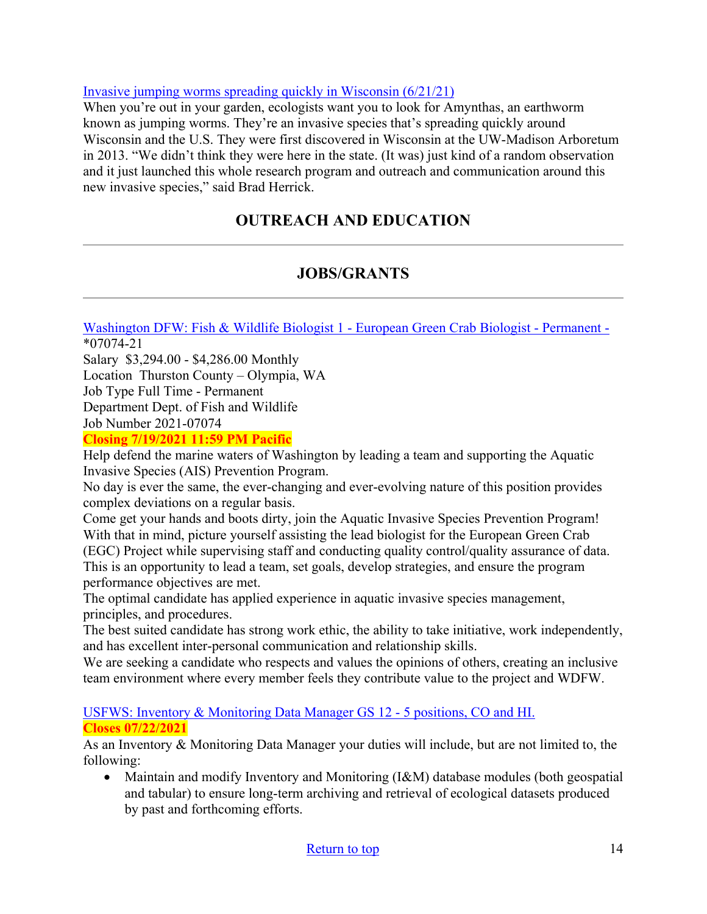[Invasive jumping worms spreading quickly in Wisconsin (6/21/21)]
When you're out in your garden, ecologists want you to look for Amynthas, an earthworm known as jumping worms. They're an invasive species that's spreading quickly around Wisconsin and the U.S. They were first discovered in Wisconsin at the UW-Madison Arboretum in 2013. "We didn't think they were here in the state. (It was) just kind of a random observation and it just launched this whole research program and outreach and communication around this new invasive species," said Brad Herrick.

## OUTREACH AND EDUCATION

---

## JOBS/GRANTS

---

[Washington DFW: Fish & Wildlife Biologist 1 - European Green Crab Biologist - Permanent -] *07074-21
Salary $3,294.00 - $4,286.00 Monthly
Location Thurston County – Olympia, WA
Job Type Full Time - Permanent
Department Dept. of Fish and Wildlife
Job Number 2021-07074
**Closing 7/19/2021 11:59 PM Pacific**
Help defend the marine waters of Washington by leading a team and supporting the Aquatic Invasive Species (AIS) Prevention Program.
No day is ever the same, the ever-changing and ever-evolving nature of this position provides complex deviations on a regular basis.
Come get your hands and boots dirty, join the Aquatic Invasive Species Prevention Program!
With that in mind, picture yourself assisting the lead biologist for the European Green Crab (EGC) Project while supervising staff and conducting quality control/quality assurance of data.
This is an opportunity to lead a team, set goals, develop strategies, and ensure the program performance objectives are met.
The optimal candidate has applied experience in aquatic invasive species management, principles, and procedures.
The best suited candidate has strong work ethic, the ability to take initiative, work independently, and has excellent inter-personal communication and relationship skills.
We are seeking a candidate who respects and values the opinions of others, creating an inclusive team environment where every member feels they contribute value to the project and WDFW.

[USFWS: Inventory & Monitoring Data Manager GS 12 - 5 positions, CO and HI.]
**Closes 07/22/2021**
As an Inventory & Monitoring Data Manager your duties will include, but are not limited to, the following:

- Maintain and modify Inventory and Monitoring (I&M) database modules (both geospatial and tabular) to ensure long-term archiving and retrieval of ecological datasets produced by past and forthcoming efforts.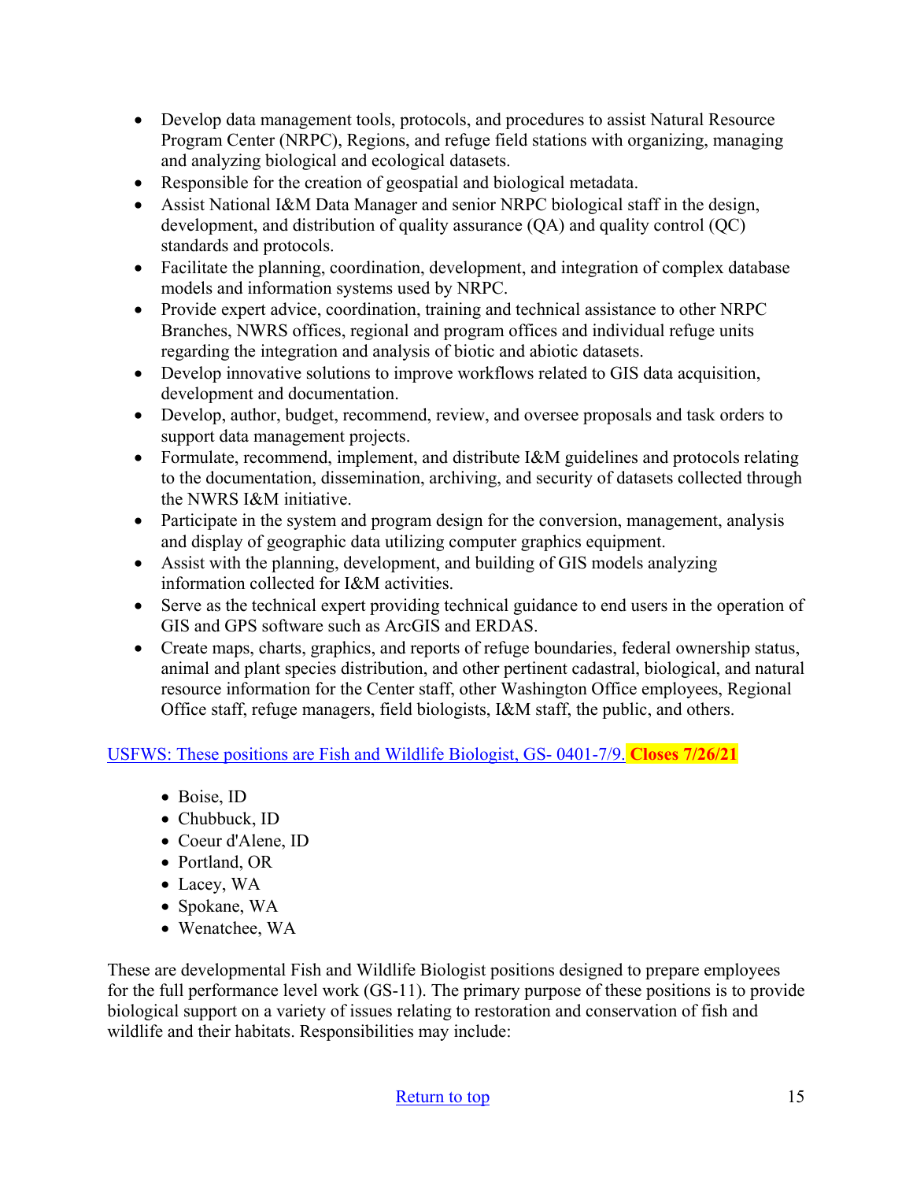- Develop data management tools, protocols, and procedures to assist Natural Resource Program Center (NRPC), Regions, and refuge field stations with organizing, managing and analyzing biological and ecological datasets.
- Responsible for the creation of geospatial and biological metadata.
- Assist National I&M Data Manager and senior NRPC biological staff in the design, development, and distribution of quality assurance (QA) and quality control (QC) standards and protocols.
- Facilitate the planning, coordination, development, and integration of complex database models and information systems used by NRPC.
- Provide expert advice, coordination, training and technical assistance to other NRPC Branches, NWRS offices, regional and program offices and individual refuge units regarding the integration and analysis of biotic and abiotic datasets.
- Develop innovative solutions to improve workflows related to GIS data acquisition, development and documentation.
- Develop, author, budget, recommend, review, and oversee proposals and task orders to support data management projects.
- Formulate, recommend, implement, and distribute I&M guidelines and protocols relating to the documentation, dissemination, archiving, and security of datasets collected through the NWRS I&M initiative.
- Participate in the system and program design for the conversion, management, analysis and display of geographic data utilizing computer graphics equipment.
- Assist with the planning, development, and building of GIS models analyzing information collected for I&M activities.
- Serve as the technical expert providing technical guidance to end users in the operation of GIS and GPS software such as ArcGIS and ERDAS.
- Create maps, charts, graphics, and reports of refuge boundaries, federal ownership status, animal and plant species distribution, and other pertinent cadastral, biological, and natural resource information for the Center staff, other Washington Office employees, Regional Office staff, refuge managers, field biologists, I&M staff, the public, and others.

USFWS: These positions are Fish and Wildlife Biologist, GS- 0401-7/9. **Closes 7/26/21**

- Boise, ID
- Chubbuck, ID
- Coeur d'Alene, ID
- Portland, OR
- Lacey, WA
- Spokane, WA
- Wenatchee, WA

These are developmental Fish and Wildlife Biologist positions designed to prepare employees for the full performance level work (GS-11). The primary purpose of these positions is to provide biological support on a variety of issues relating to restoration and conservation of fish and wildlife and their habitats. Responsibilities may include: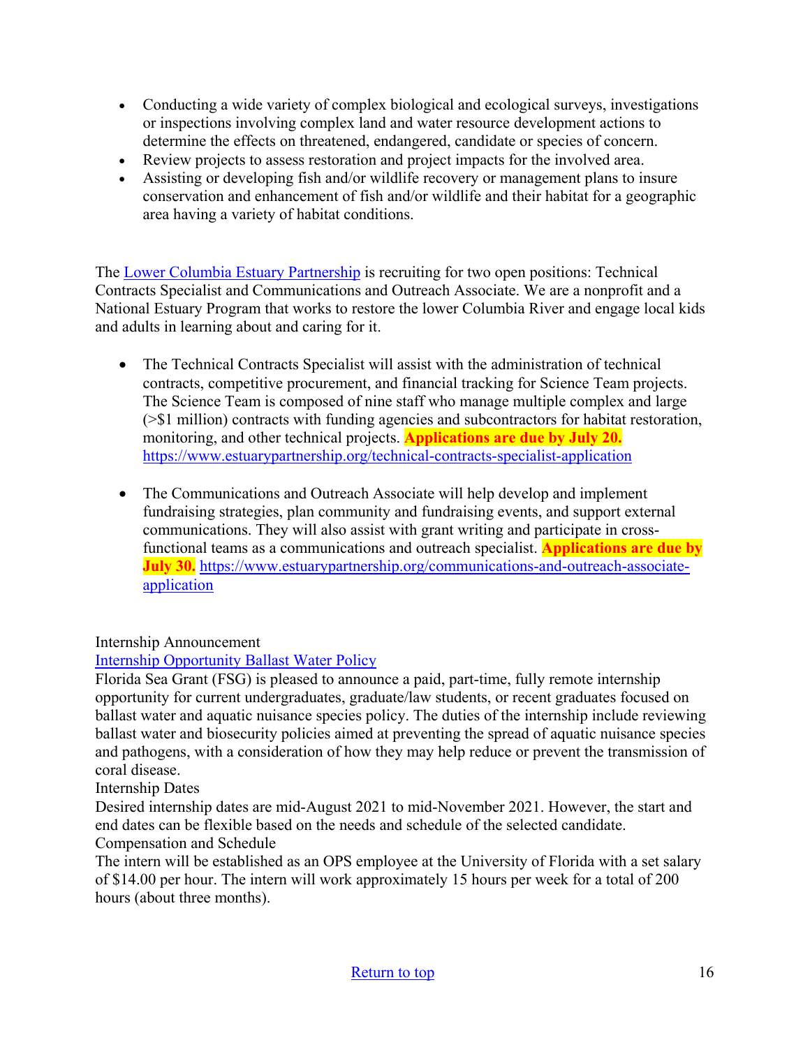- Conducting a wide variety of complex biological and ecological surveys, investigations or inspections involving complex land and water resource development actions to determine the effects on threatened, endangered, candidate or species of concern.
- Review projects to assess restoration and project impacts for the involved area.
- Assisting or developing fish and/or wildlife recovery or management plans to insure conservation and enhancement of fish and/or wildlife and their habitat for a geographic area having a variety of habitat conditions.

The Lower Columbia Estuary Partnership is recruiting for two open positions: Technical Contracts Specialist and Communications and Outreach Associate. We are a nonprofit and a National Estuary Program that works to restore the lower Columbia River and engage local kids and adults in learning about and caring for it.

- The Technical Contracts Specialist will assist with the administration of technical contracts, competitive procurement, and financial tracking for Science Team projects. The Science Team is composed of nine staff who manage multiple complex and large (>$1 million) contracts with funding agencies and subcontractors for habitat restoration, monitoring, and other technical projects. **Applications are due by July 20.** https://www.estuarypartnership.org/technical-contracts-specialist-application

- The Communications and Outreach Associate will help develop and implement fundraising strategies, plan community and fundraising events, and support external communications. They will also assist with grant writing and participate in cross-functional teams as a communications and outreach specialist. **Applications are due by July 30.** https://www.estuarypartnership.org/communications-and-outreach-associate-application

Internship Announcement

Internship Opportunity Ballast Water Policy

Florida Sea Grant (FSG) is pleased to announce a paid, part-time, fully remote internship opportunity for current undergraduates, graduate/law students, or recent graduates focused on ballast water and aquatic nuisance species policy. The duties of the internship include reviewing ballast water and biosecurity policies aimed at preventing the spread of aquatic nuisance species and pathogens, with a consideration of how they may help reduce or prevent the transmission of coral disease.

Internship Dates

Desired internship dates are mid-August 2021 to mid-November 2021. However, the start and end dates can be flexible based on the needs and schedule of the selected candidate.

Compensation and Schedule

The intern will be established as an OPS employee at the University of Florida with a set salary of $14.00 per hour. The intern will work approximately 15 hours per week for a total of 200 hours (about three months).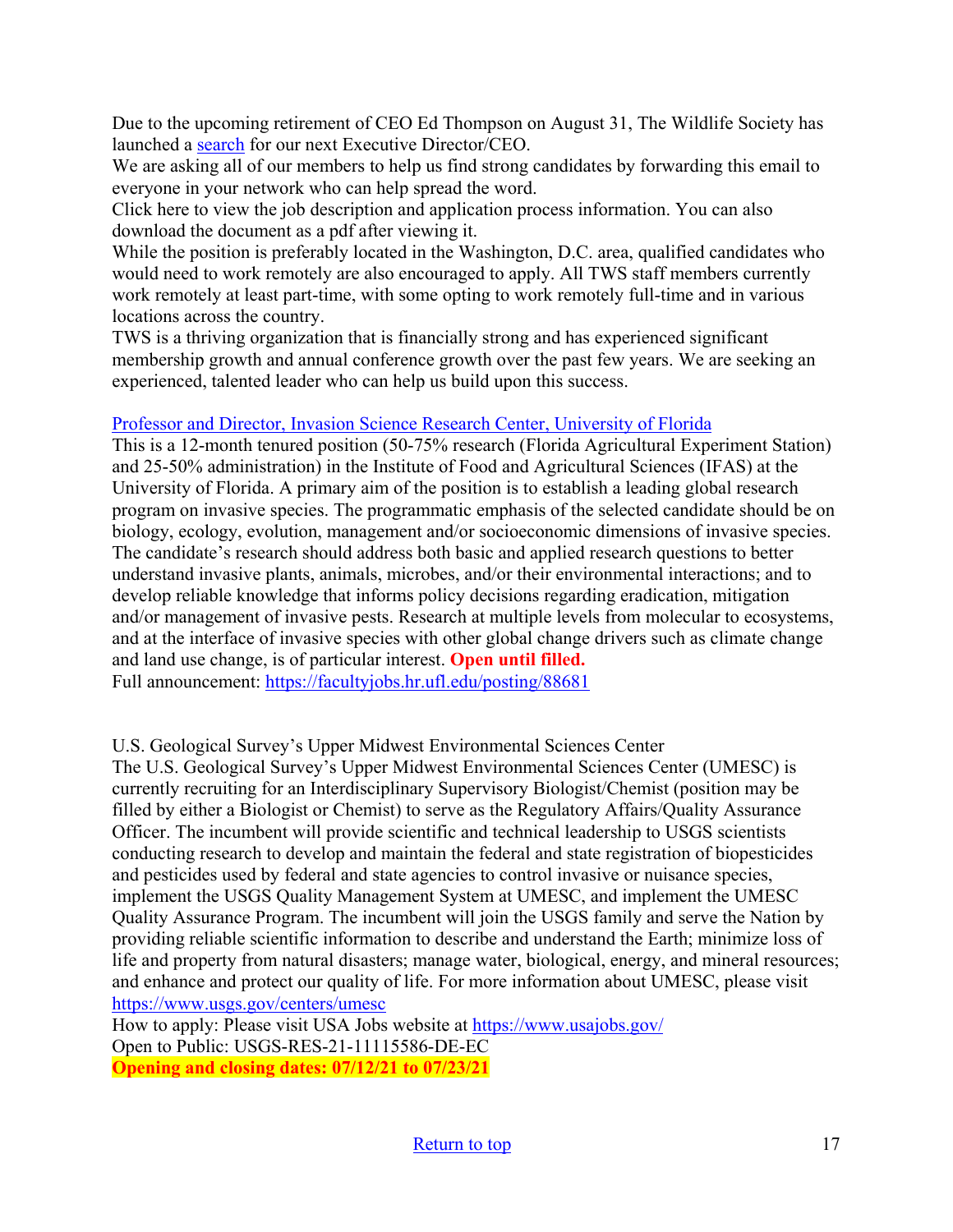Due to the upcoming retirement of CEO Ed Thompson on August 31, The Wildlife Society has launched a [search](#) for our next Executive Director/CEO.
We are asking all of our members to help us find strong candidates by forwarding this email to everyone in your network who can help spread the word.
Click here to view the job description and application process information. You can also download the document as a pdf after viewing it.
While the position is preferably located in the Washington, D.C. area, qualified candidates who would need to work remotely are also encouraged to apply. All TWS staff members currently work remotely at least part-time, with some opting to work remotely full-time and in various locations across the country.
TWS is a thriving organization that is financially strong and has experienced significant membership growth and annual conference growth over the past few years. We are seeking an experienced, talented leader who can help us build upon this success.

[Professor and Director, Invasion Science Research Center, University of Florida](#)
This is a 12-month tenured position (50-75% research (Florida Agricultural Experiment Station) and 25-50% administration) in the Institute of Food and Agricultural Sciences (IFAS) at the University of Florida. A primary aim of the position is to establish a leading global research program on invasive species. The programmatic emphasis of the selected candidate should be on biology, ecology, evolution, management and/or socioeconomic dimensions of invasive species. The candidate's research should address both basic and applied research questions to better understand invasive plants, animals, microbes, and/or their environmental interactions; and to develop reliable knowledge that informs policy decisions regarding eradication, mitigation and/or management of invasive pests. Research at multiple levels from molecular to ecosystems, and at the interface of invasive species with other global change drivers such as climate change and land use change, is of particular interest. **Open until filled.**
Full announcement: [https://facultyjobs.hr.ufl.edu/posting/88681](https://facultyjobs.hr.ufl.edu/posting/88681)

U.S. Geological Survey's Upper Midwest Environmental Sciences Center
The U.S. Geological Survey's Upper Midwest Environmental Sciences Center (UMESC) is currently recruiting for an Interdisciplinary Supervisory Biologist/Chemist (position may be filled by either a Biologist or Chemist) to serve as the Regulatory Affairs/Quality Assurance Officer. The incumbent will provide scientific and technical leadership to USGS scientists conducting research to develop and maintain the federal and state registration of biopesticides and pesticides used by federal and state agencies to control invasive or nuisance species, implement the USGS Quality Management System at UMESC, and implement the UMESC Quality Assurance Program. The incumbent will join the USGS family and serve the Nation by providing reliable scientific information to describe and understand the Earth; minimize loss of life and property from natural disasters; manage water, biological, energy, and mineral resources; and enhance and protect our quality of life. For more information about UMESC, please visit [https://www.usgs.gov/centers/umesc](https://www.usgs.gov/centers/umesc)
How to apply: Please visit USA Jobs website at [https://www.usajobs.gov/](https://www.usajobs.gov/)
Open to Public: USGS-RES-21-11115586-DE-EC
**Opening and closing dates: 07/12/21 to 07/23/21**

[Return to top](#)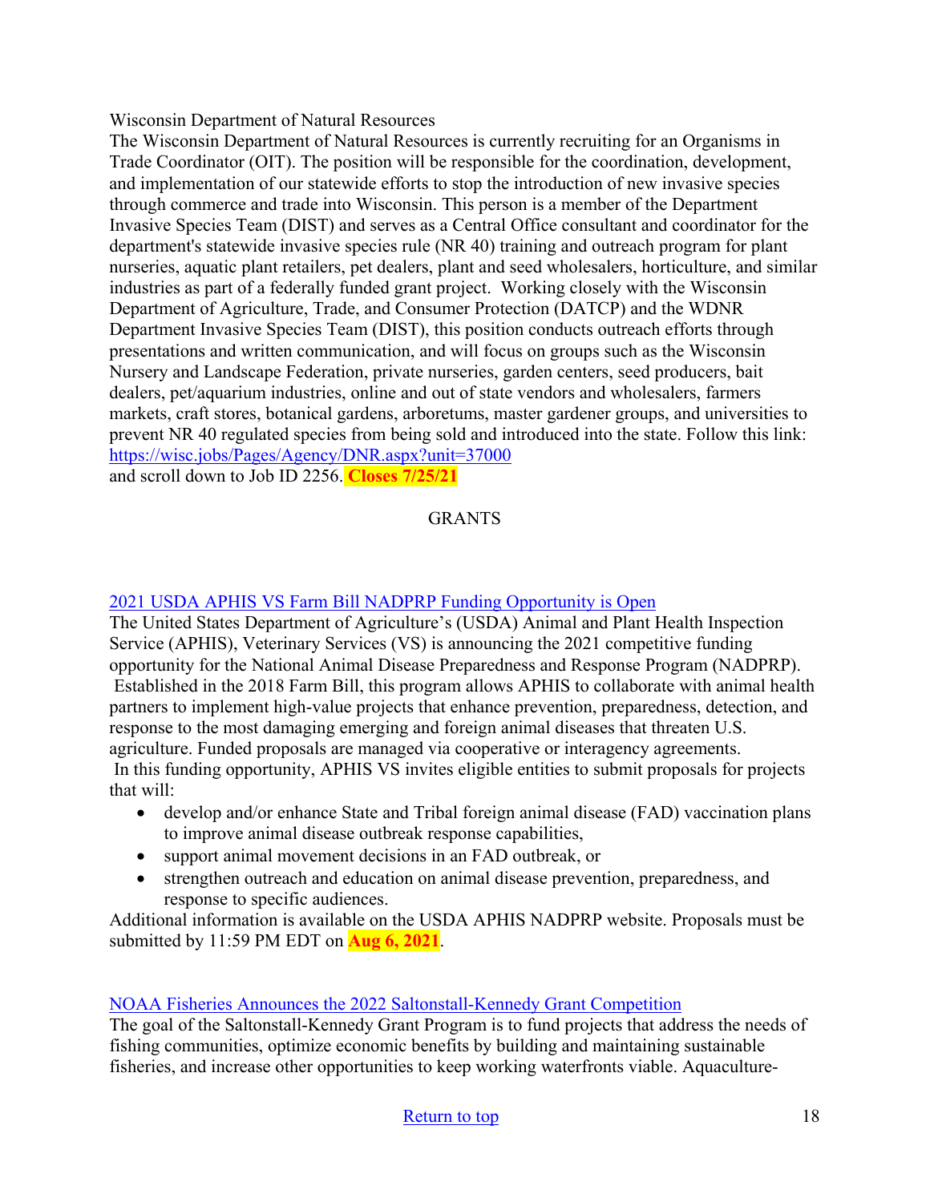Wisconsin Department of Natural Resources

The Wisconsin Department of Natural Resources is currently recruiting for an Organisms in Trade Coordinator (OIT). The position will be responsible for the coordination, development, and implementation of our statewide efforts to stop the introduction of new invasive species through commerce and trade into Wisconsin. This person is a member of the Department Invasive Species Team (DIST) and serves as a Central Office consultant and coordinator for the department's statewide invasive species rule (NR 40) training and outreach program for plant nurseries, aquatic plant retailers, pet dealers, plant and seed wholesalers, horticulture, and similar industries as part of a federally funded grant project. Working closely with the Wisconsin Department of Agriculture, Trade, and Consumer Protection (DATCP) and the WDNR Department Invasive Species Team (DIST), this position conducts outreach efforts through presentations and written communication, and will focus on groups such as the Wisconsin Nursery and Landscape Federation, private nurseries, garden centers, seed producers, bait dealers, pet/aquarium industries, online and out of state vendors and wholesalers, farmers markets, craft stores, botanical gardens, arboretums, master gardener groups, and universities to prevent NR 40 regulated species from being sold and introduced into the state. Follow this link: https://wisc.jobs/Pages/Agency/DNR.aspx?unit=37000 and scroll down to Job ID 2256. **Closes 7/25/21**

## GRANTS

### 2021 USDA APHIS VS Farm Bill NADPRP Funding Opportunity is Open

The United States Department of Agriculture's (USDA) Animal and Plant Health Inspection Service (APHIS), Veterinary Services (VS) is announcing the 2021 competitive funding opportunity for the National Animal Disease Preparedness and Response Program (NADPRP). Established in the 2018 Farm Bill, this program allows APHIS to collaborate with animal health partners to implement high-value projects that enhance prevention, preparedness, detection, and response to the most damaging emerging and foreign animal diseases that threaten U.S. agriculture. Funded proposals are managed via cooperative or interagency agreements. In this funding opportunity, APHIS VS invites eligible entities to submit proposals for projects that will:

- develop and/or enhance State and Tribal foreign animal disease (FAD) vaccination plans to improve animal disease outbreak response capabilities,
- support animal movement decisions in an FAD outbreak, or
- strengthen outreach and education on animal disease prevention, preparedness, and response to specific audiences.

Additional information is available on the USDA APHIS NADPRP website. Proposals must be submitted by 11:59 PM EDT on **Aug 6, 2021**.

### NOAA Fisheries Announces the 2022 Saltonstall-Kennedy Grant Competition

The goal of the Saltonstall-Kennedy Grant Program is to fund projects that address the needs of fishing communities, optimize economic benefits by building and maintaining sustainable fisheries, and increase other opportunities to keep working waterfronts viable. Aquaculture-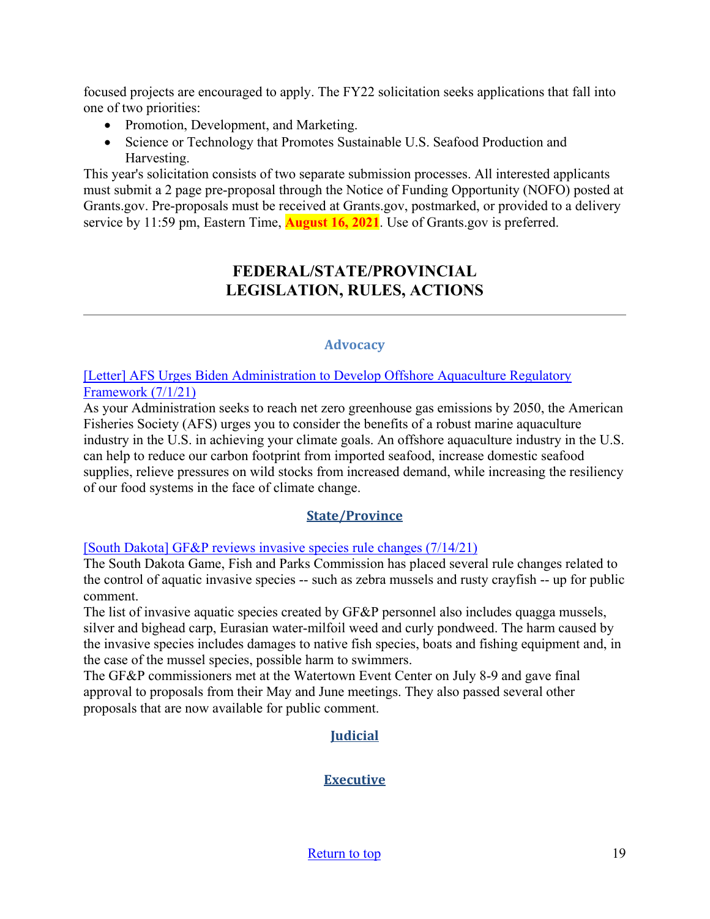focused projects are encouraged to apply. The FY22 solicitation seeks applications that fall into one of two priorities:

- Promotion, Development, and Marketing.
- Science or Technology that Promotes Sustainable U.S. Seafood Production and Harvesting.

This year's solicitation consists of two separate submission processes. All interested applicants must submit a 2 page pre-proposal through the Notice of Funding Opportunity (NOFO) posted at Grants.gov. Pre-proposals must be received at Grants.gov, postmarked, or provided to a delivery service by 11:59 pm, Eastern Time, **August 16, 2021**. Use of Grants.gov is preferred.

## FEDERAL/STATE/PROVINCIAL LEGISLATION, RULES, ACTIONS

---

### Advocacy

[Letter] AFS Urges Biden Administration to Develop Offshore Aquaculture Regulatory Framework (7/1/21)

As your Administration seeks to reach net zero greenhouse gas emissions by 2050, the American Fisheries Society (AFS) urges you to consider the benefits of a robust marine aquaculture industry in the U.S. in achieving your climate goals. An offshore aquaculture industry in the U.S. can help to reduce our carbon footprint from imported seafood, increase domestic seafood supplies, relieve pressures on wild stocks from increased demand, while increasing the resiliency of our food systems in the face of climate change.

### State/Province

[South Dakota] GF&P reviews invasive species rule changes (7/14/21)

The South Dakota Game, Fish and Parks Commission has placed several rule changes related to the control of aquatic invasive species -- such as zebra mussels and rusty crayfish -- up for public comment.

The list of invasive aquatic species created by GF&P personnel also includes quagga mussels, silver and bighead carp, Eurasian water-milfoil weed and curly pondweed. The harm caused by the invasive species includes damages to native fish species, boats and fishing equipment and, in the case of the mussel species, possible harm to swimmers.

The GF&P commissioners met at the Watertown Event Center on July 8-9 and gave final approval to proposals from their May and June meetings. They also passed several other proposals that are now available for public comment.

### Judicial

### Executive

Return to top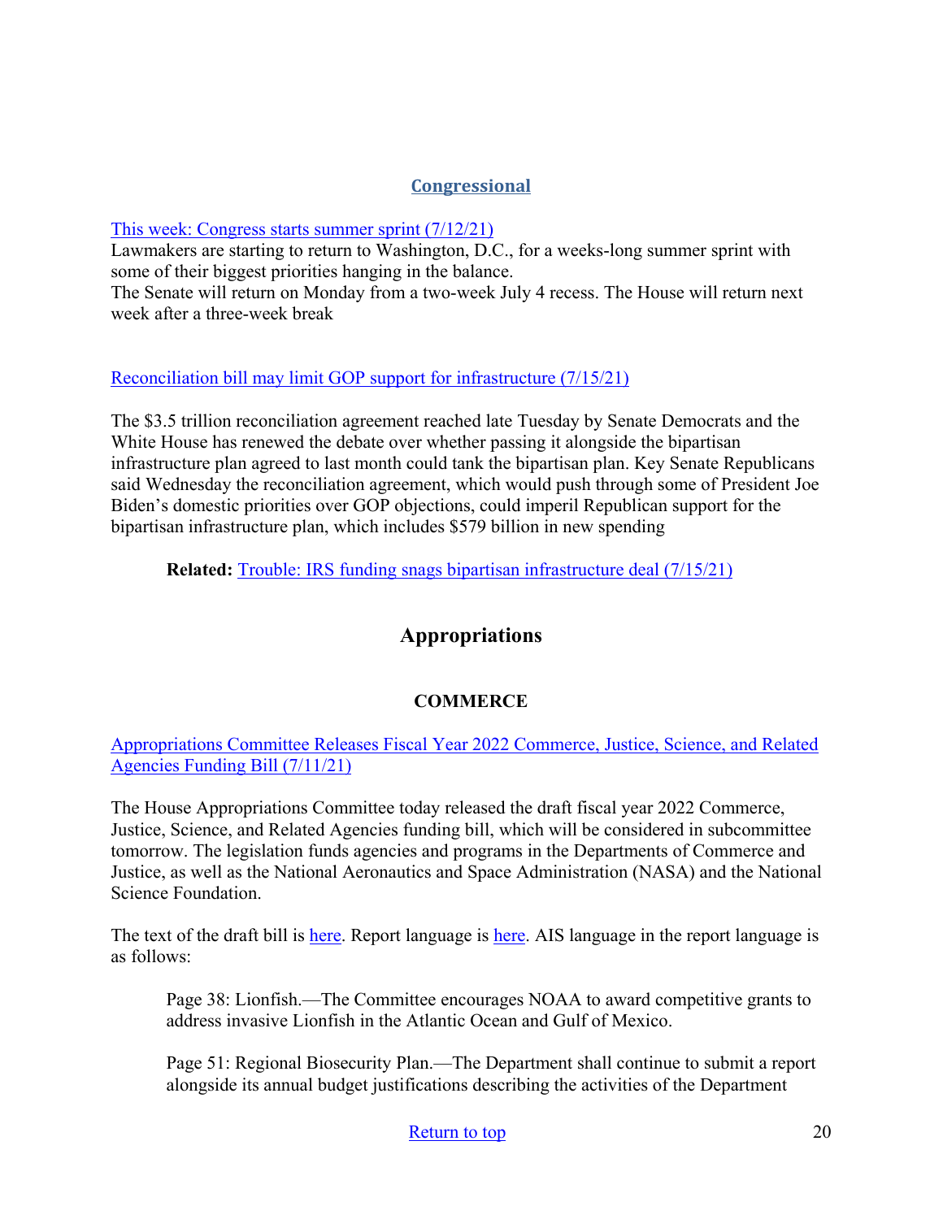## Congressional

[This week: Congress starts summer sprint (7/12/21)](#)
Lawmakers are starting to return to Washington, D.C., for a weeks-long summer sprint with some of their biggest priorities hanging in the balance.
The Senate will return on Monday from a two-week July 4 recess. The House will return next week after a three-week break

[Reconciliation bill may limit GOP support for infrastructure (7/15/21)](#)

The $3.5 trillion reconciliation agreement reached late Tuesday by Senate Democrats and the White House has renewed the debate over whether passing it alongside the bipartisan infrastructure plan agreed to last month could tank the bipartisan plan. Key Senate Republicans said Wednesday the reconciliation agreement, which would push through some of President Joe Biden's domestic priorities over GOP objections, could imperil Republican support for the bipartisan infrastructure plan, which includes $579 billion in new spending

> **Related:** [Trouble: IRS funding snags bipartisan infrastructure deal (7/15/21)](#)

## Appropriations

### COMMERCE

[Appropriations Committee Releases Fiscal Year 2022 Commerce, Justice, Science, and Related Agencies Funding Bill (7/11/21)](#)

The House Appropriations Committee today released the draft fiscal year 2022 Commerce, Justice, Science, and Related Agencies funding bill, which will be considered in subcommittee tomorrow. The legislation funds agencies and programs in the Departments of Commerce and Justice, as well as the National Aeronautics and Space Administration (NASA) and the National Science Foundation.

The text of the draft bill is [here](#). Report language is [here](#). AIS language in the report language is as follows:

> Page 38: Lionfish.—The Committee encourages NOAA to award competitive grants to address invasive Lionfish in the Atlantic Ocean and Gulf of Mexico.
>
> Page 51: Regional Biosecurity Plan.—The Department shall continue to submit a report alongside its annual budget justifications describing the activities of the Department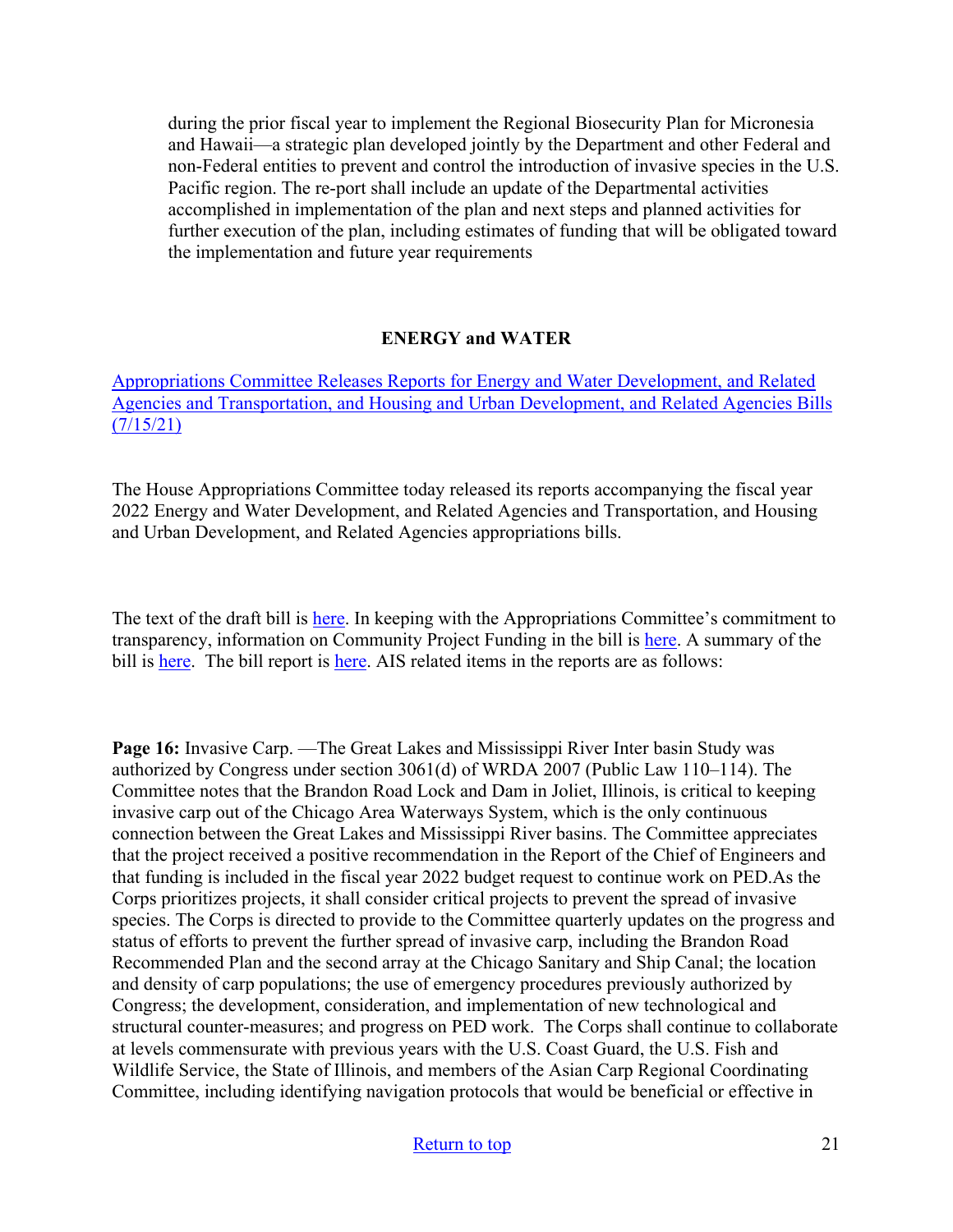during the prior fiscal year to implement the Regional Biosecurity Plan for Micronesia and Hawaii—a strategic plan developed jointly by the Department and other Federal and non-Federal entities to prevent and control the introduction of invasive species in the U.S. Pacific region. The re-port shall include an update of the Departmental activities accomplished in implementation of the plan and next steps and planned activities for further execution of the plan, including estimates of funding that will be obligated toward the implementation and future year requirements

## ENERGY and WATER

[Appropriations Committee Releases Reports for Energy and Water Development, and Related Agencies and Transportation, and Housing and Urban Development, and Related Agencies Bills (7/15/21)]

The House Appropriations Committee today released its reports accompanying the fiscal year 2022 Energy and Water Development, and Related Agencies and Transportation, and Housing and Urban Development, and Related Agencies appropriations bills.

The text of the draft bill is [here]. In keeping with the Appropriations Committee's commitment to transparency, information on Community Project Funding in the bill is [here]. A summary of the bill is [here]. The bill report is [here]. AIS related items in the reports are as follows:

**Page 16:** Invasive Carp. —The Great Lakes and Mississippi River Inter basin Study was authorized by Congress under section 3061(d) of WRDA 2007 (Public Law 110–114). The Committee notes that the Brandon Road Lock and Dam in Joliet, Illinois, is critical to keeping invasive carp out of the Chicago Area Waterways System, which is the only continuous connection between the Great Lakes and Mississippi River basins. The Committee appreciates that the project received a positive recommendation in the Report of the Chief of Engineers and that funding is included in the fiscal year 2022 budget request to continue work on PED.As the Corps prioritizes projects, it shall consider critical projects to prevent the spread of invasive species. The Corps is directed to provide to the Committee quarterly updates on the progress and status of efforts to prevent the further spread of invasive carp, including the Brandon Road Recommended Plan and the second array at the Chicago Sanitary and Ship Canal; the location and density of carp populations; the use of emergency procedures previously authorized by Congress; the development, consideration, and implementation of new technological and structural counter-measures; and progress on PED work. The Corps shall continue to collaborate at levels commensurate with previous years with the U.S. Coast Guard, the U.S. Fish and Wildlife Service, the State of Illinois, and members of the Asian Carp Regional Coordinating Committee, including identifying navigation protocols that would be beneficial or effective in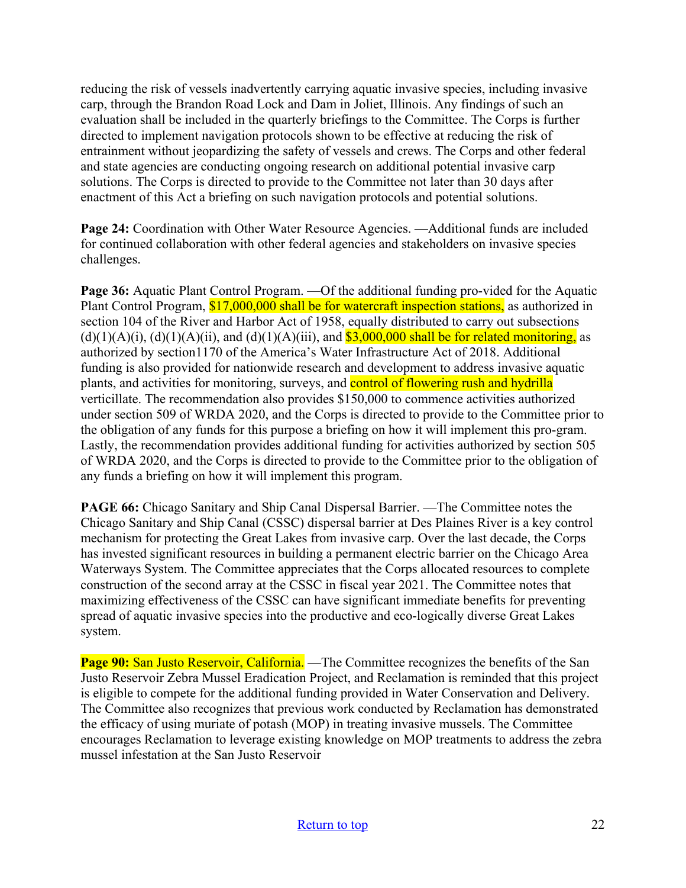reducing the risk of vessels inadvertently carrying aquatic invasive species, including invasive carp, through the Brandon Road Lock and Dam in Joliet, Illinois. Any findings of such an evaluation shall be included in the quarterly briefings to the Committee. The Corps is further directed to implement navigation protocols shown to be effective at reducing the risk of entrainment without jeopardizing the safety of vessels and crews. The Corps and other federal and state agencies are conducting ongoing research on additional potential invasive carp solutions. The Corps is directed to provide to the Committee not later than 30 days after enactment of this Act a briefing on such navigation protocols and potential solutions.

**Page 24:** Coordination with Other Water Resource Agencies. —Additional funds are included for continued collaboration with other federal agencies and stakeholders on invasive species challenges.

**Page 36:** Aquatic Plant Control Program. —Of the additional funding pro-vided for the Aquatic Plant Control Program, $17,000,000 shall be for watercraft inspection stations, as authorized in section 104 of the River and Harbor Act of 1958, equally distributed to carry out subsections (d)(1)(A)(i), (d)(1)(A)(ii), and (d)(1)(A)(iii), and $3,000,000 shall be for related monitoring, as authorized by section1170 of the America's Water Infrastructure Act of 2018. Additional funding is also provided for nationwide research and development to address invasive aquatic plants, and activities for monitoring, surveys, and control of flowering rush and hydrilla verticillate. The recommendation also provides $150,000 to commence activities authorized under section 509 of WRDA 2020, and the Corps is directed to provide to the Committee prior to the obligation of any funds for this purpose a briefing on how it will implement this pro-gram. Lastly, the recommendation provides additional funding for activities authorized by section 505 of WRDA 2020, and the Corps is directed to provide to the Committee prior to the obligation of any funds a briefing on how it will implement this program.

**PAGE 66:** Chicago Sanitary and Ship Canal Dispersal Barrier. —The Committee notes the Chicago Sanitary and Ship Canal (CSSC) dispersal barrier at Des Plaines River is a key control mechanism for protecting the Great Lakes from invasive carp. Over the last decade, the Corps has invested significant resources in building a permanent electric barrier on the Chicago Area Waterways System. The Committee appreciates that the Corps allocated resources to complete construction of the second array at the CSSC in fiscal year 2021. The Committee notes that maximizing effectiveness of the CSSC can have significant immediate benefits for preventing spread of aquatic invasive species into the productive and eco-logically diverse Great Lakes system.

**Page 90:** San Justo Reservoir, California. —The Committee recognizes the benefits of the San Justo Reservoir Zebra Mussel Eradication Project, and Reclamation is reminded that this project is eligible to compete for the additional funding provided in Water Conservation and Delivery. The Committee also recognizes that previous work conducted by Reclamation has demonstrated the efficacy of using muriate of potash (MOP) in treating invasive mussels. The Committee encourages Reclamation to leverage existing knowledge on MOP treatments to address the zebra mussel infestation at the San Justo Reservoir

Return to top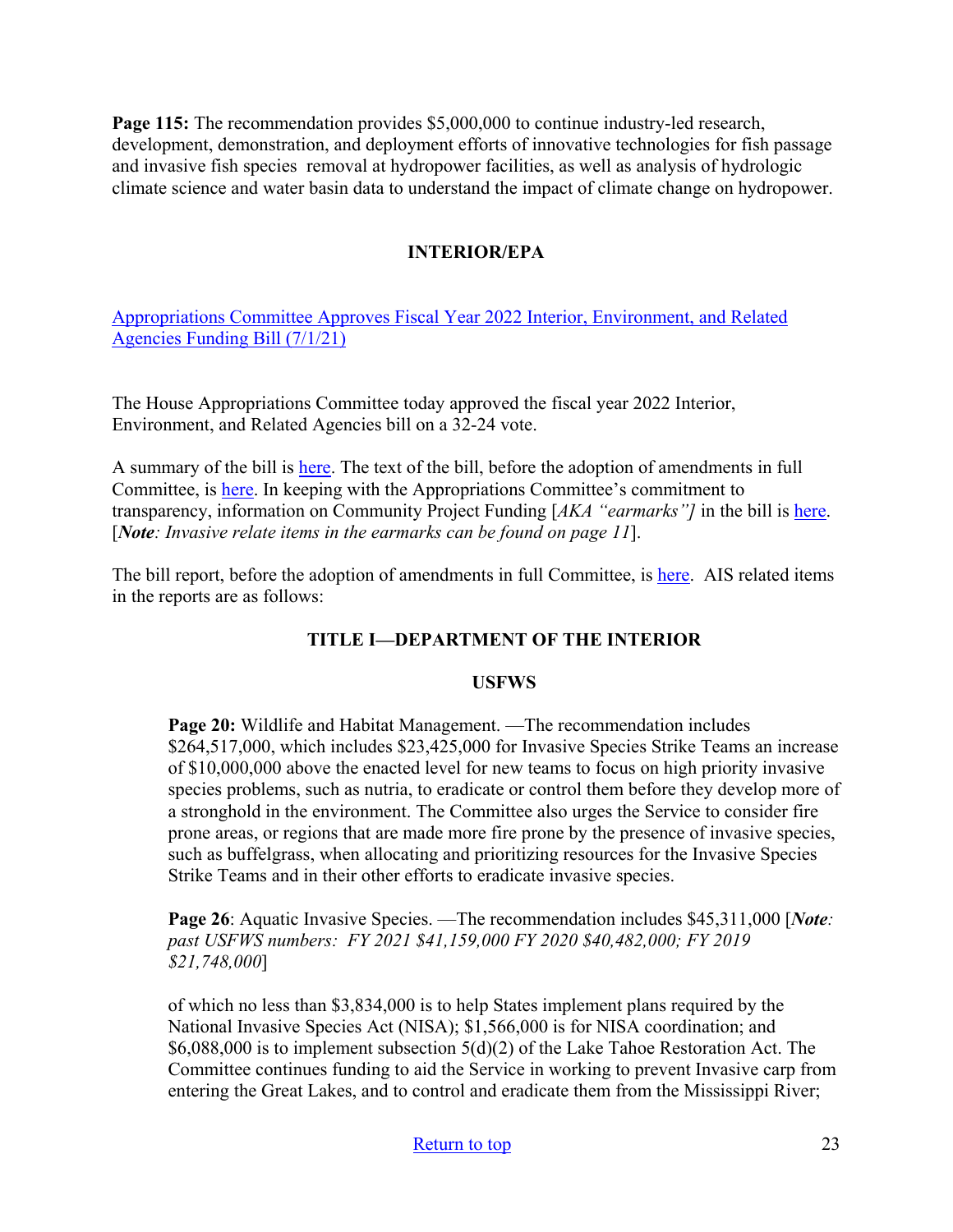**Page 115:** The recommendation provides $5,000,000 to continue industry-led research, development, demonstration, and deployment efforts of innovative technologies for fish passage and invasive fish species removal at hydropower facilities, as well as analysis of hydrologic climate science and water basin data to understand the impact of climate change on hydropower.

## INTERIOR/EPA

[Appropriations Committee Approves Fiscal Year 2022 Interior, Environment, and Related Agencies Funding Bill (7/1/21)]()

The House Appropriations Committee today approved the fiscal year 2022 Interior, Environment, and Related Agencies bill on a 32-24 vote.

A summary of the bill is [here](). The text of the bill, before the adoption of amendments in full Committee, is [here](). In keeping with the Appropriations Committee's commitment to transparency, information on Community Project Funding [*AKA "earmarks"]* in the bill is [here](). [***Note****: Invasive relate items in the earmarks can be found on page 11*].

The bill report, before the adoption of amendments in full Committee, is [here](). AIS related items in the reports are as follows:

### TITLE I—DEPARTMENT OF THE INTERIOR

#### USFWS

> **Page 20:** Wildlife and Habitat Management. —The recommendation includes $264,517,000, which includes $23,425,000 for Invasive Species Strike Teams an increase of $10,000,000 above the enacted level for new teams to focus on high priority invasive species problems, such as nutria, to eradicate or control them before they develop more of a stronghold in the environment. The Committee also urges the Service to consider fire prone areas, or regions that are made more fire prone by the presence of invasive species, such as buffelgrass, when allocating and prioritizing resources for the Invasive Species Strike Teams and in their other efforts to eradicate invasive species.
>
> **Page 26**: Aquatic Invasive Species. —The recommendation includes $45,311,000 [***Note****: past USFWS numbers: FY 2021 $41,159,000 FY 2020 $40,482,000; FY 2019 $21,748,000*]
>
> of which no less than $3,834,000 is to help States implement plans required by the National Invasive Species Act (NISA); $1,566,000 is for NISA coordination; and $6,088,000 is to implement subsection 5(d)(2) of the Lake Tahoe Restoration Act. The Committee continues funding to aid the Service in working to prevent Invasive carp from entering the Great Lakes, and to control and eradicate them from the Mississippi River;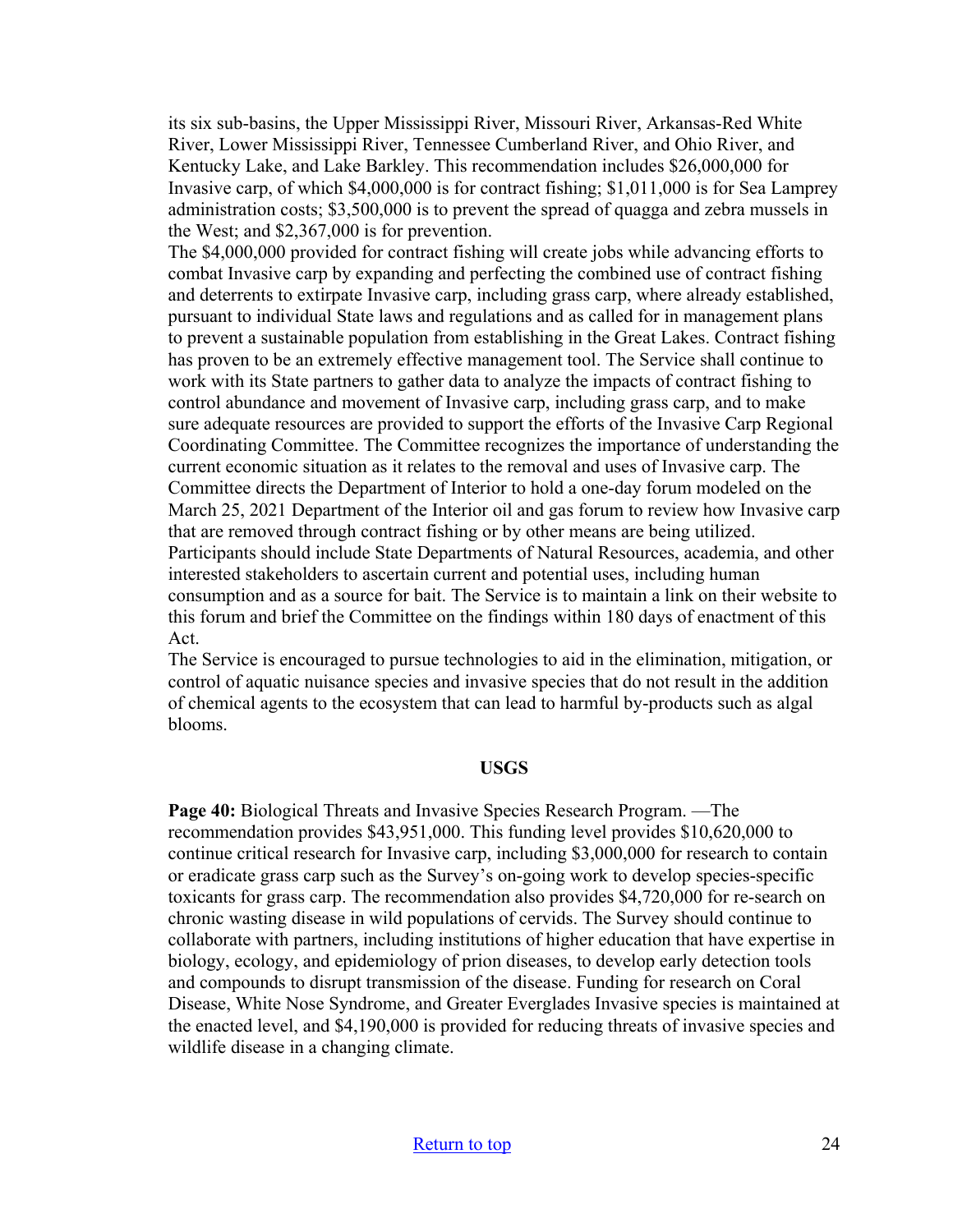its six sub-basins, the Upper Mississippi River, Missouri River, Arkansas-Red White River, Lower Mississippi River, Tennessee Cumberland River, and Ohio River, and Kentucky Lake, and Lake Barkley. This recommendation includes $26,000,000 for Invasive carp, of which $4,000,000 is for contract fishing; $1,011,000 is for Sea Lamprey administration costs; $3,500,000 is to prevent the spread of quagga and zebra mussels in the West; and $2,367,000 is for prevention.

The $4,000,000 provided for contract fishing will create jobs while advancing efforts to combat Invasive carp by expanding and perfecting the combined use of contract fishing and deterrents to extirpate Invasive carp, including grass carp, where already established, pursuant to individual State laws and regulations and as called for in management plans to prevent a sustainable population from establishing in the Great Lakes. Contract fishing has proven to be an extremely effective management tool. The Service shall continue to work with its State partners to gather data to analyze the impacts of contract fishing to control abundance and movement of Invasive carp, including grass carp, and to make sure adequate resources are provided to support the efforts of the Invasive Carp Regional Coordinating Committee. The Committee recognizes the importance of understanding the current economic situation as it relates to the removal and uses of Invasive carp. The Committee directs the Department of Interior to hold a one-day forum modeled on the March 25, 2021 Department of the Interior oil and gas forum to review how Invasive carp that are removed through contract fishing or by other means are being utilized. Participants should include State Departments of Natural Resources, academia, and other interested stakeholders to ascertain current and potential uses, including human consumption and as a source for bait. The Service is to maintain a link on their website to this forum and brief the Committee on the findings within 180 days of enactment of this Act.

The Service is encouraged to pursue technologies to aid in the elimination, mitigation, or control of aquatic nuisance species and invasive species that do not result in the addition of chemical agents to the ecosystem that can lead to harmful by-products such as algal blooms.

## USGS

**Page 40:** Biological Threats and Invasive Species Research Program. —The recommendation provides $43,951,000. This funding level provides $10,620,000 to continue critical research for Invasive carp, including $3,000,000 for research to contain or eradicate grass carp such as the Survey's on-going work to develop species-specific toxicants for grass carp. The recommendation also provides $4,720,000 for re-search on chronic wasting disease in wild populations of cervids. The Survey should continue to collaborate with partners, including institutions of higher education that have expertise in biology, ecology, and epidemiology of prion diseases, to develop early detection tools and compounds to disrupt transmission of the disease. Funding for research on Coral Disease, White Nose Syndrome, and Greater Everglades Invasive species is maintained at the enacted level, and $4,190,000 is provided for reducing threats of invasive species and wildlife disease in a changing climate.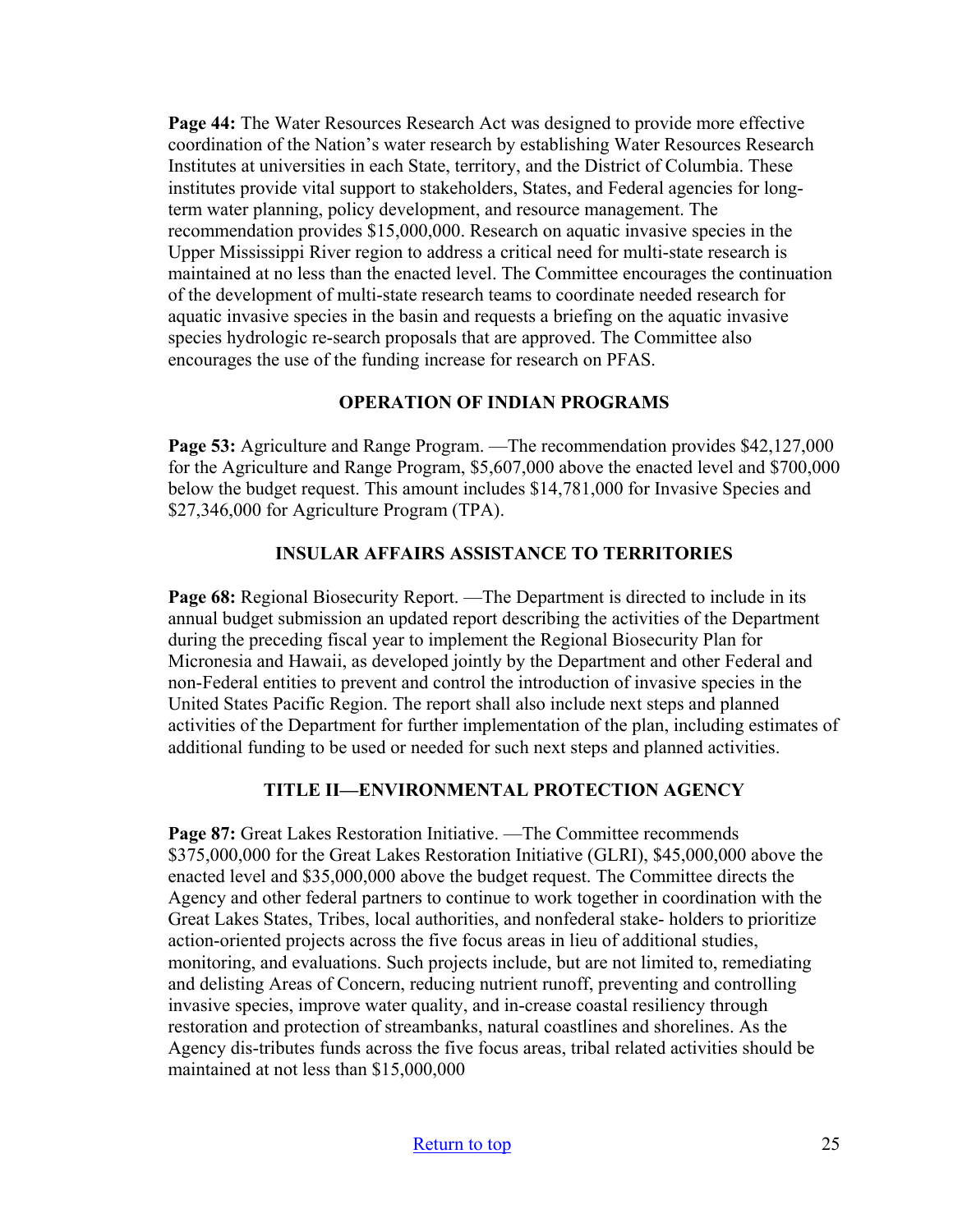**Page 44:** The Water Resources Research Act was designed to provide more effective coordination of the Nation's water research by establishing Water Resources Research Institutes at universities in each State, territory, and the District of Columbia. These institutes provide vital support to stakeholders, States, and Federal agencies for long-term water planning, policy development, and resource management. The recommendation provides $15,000,000. Research on aquatic invasive species in the Upper Mississippi River region to address a critical need for multi-state research is maintained at no less than the enacted level. The Committee encourages the continuation of the development of multi-state research teams to coordinate needed research for aquatic invasive species in the basin and requests a briefing on the aquatic invasive species hydrologic re-search proposals that are approved. The Committee also encourages the use of the funding increase for research on PFAS.

### OPERATION OF INDIAN PROGRAMS

**Page 53:** Agriculture and Range Program. —The recommendation provides $42,127,000 for the Agriculture and Range Program, $5,607,000 above the enacted level and $700,000 below the budget request. This amount includes $14,781,000 for Invasive Species and $27,346,000 for Agriculture Program (TPA).

### INSULAR AFFAIRS ASSISTANCE TO TERRITORIES

**Page 68:** Regional Biosecurity Report. —The Department is directed to include in its annual budget submission an updated report describing the activities of the Department during the preceding fiscal year to implement the Regional Biosecurity Plan for Micronesia and Hawaii, as developed jointly by the Department and other Federal and non-Federal entities to prevent and control the introduction of invasive species in the United States Pacific Region. The report shall also include next steps and planned activities of the Department for further implementation of the plan, including estimates of additional funding to be used or needed for such next steps and planned activities.

### TITLE II—ENVIRONMENTAL PROTECTION AGENCY

**Page 87:** Great Lakes Restoration Initiative. —The Committee recommends $375,000,000 for the Great Lakes Restoration Initiative (GLRI), $45,000,000 above the enacted level and $35,000,000 above the budget request. The Committee directs the Agency and other federal partners to continue to work together in coordination with the Great Lakes States, Tribes, local authorities, and nonfederal stake- holders to prioritize action-oriented projects across the five focus areas in lieu of additional studies, monitoring, and evaluations. Such projects include, but are not limited to, remediating and delisting Areas of Concern, reducing nutrient runoff, preventing and controlling invasive species, improve water quality, and in-crease coastal resiliency through restoration and protection of streambanks, natural coastlines and shorelines. As the Agency dis-tributes funds across the five focus areas, tribal related activities should be maintained at not less than $15,000,000

[Return to top](#)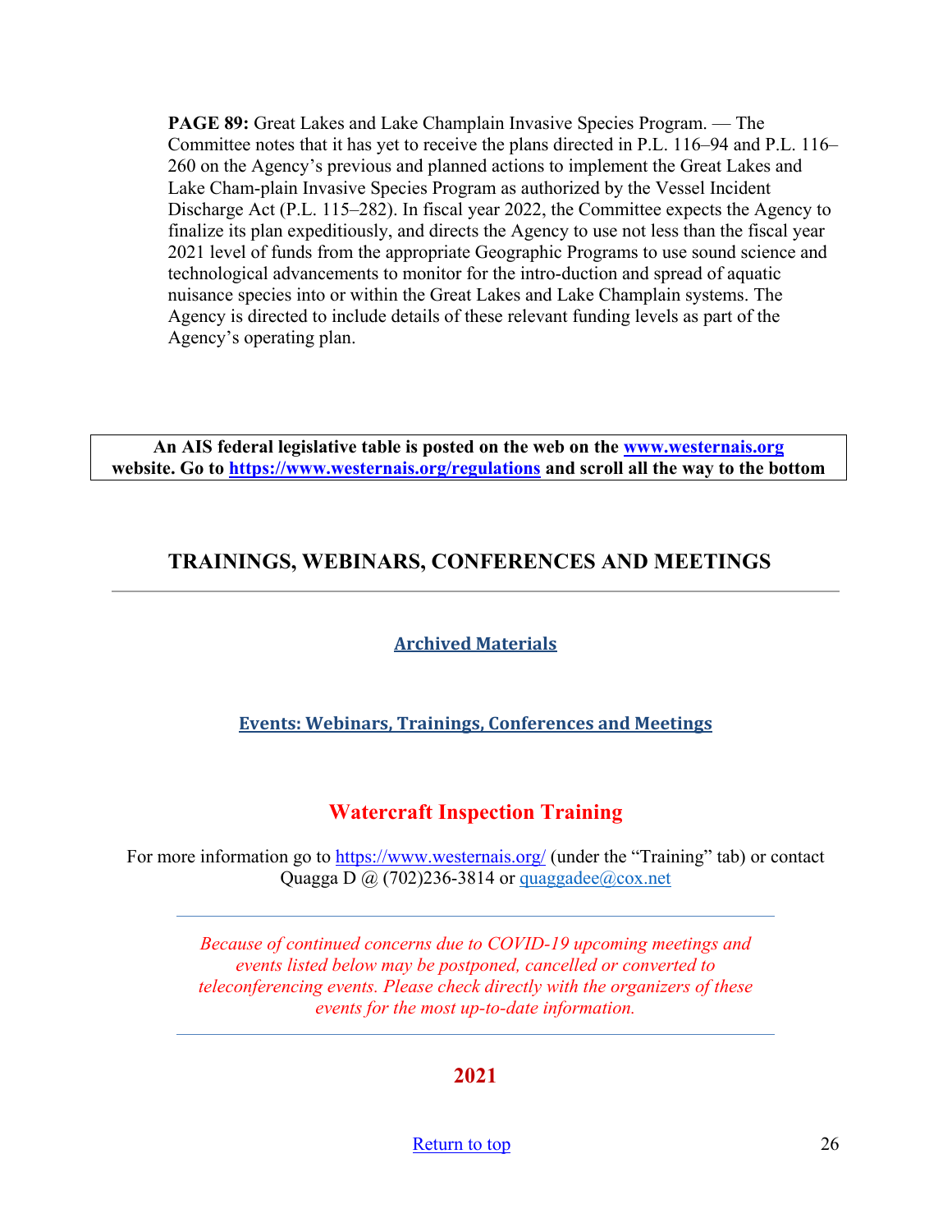**PAGE 89:** Great Lakes and Lake Champlain Invasive Species Program. — The Committee notes that it has yet to receive the plans directed in P.L. 116–94 and P.L. 116–260 on the Agency's previous and planned actions to implement the Great Lakes and Lake Cham-plain Invasive Species Program as authorized by the Vessel Incident Discharge Act (P.L. 115–282). In fiscal year 2022, the Committee expects the Agency to finalize its plan expeditiously, and directs the Agency to use not less than the fiscal year 2021 level of funds from the appropriate Geographic Programs to use sound science and technological advancements to monitor for the intro-duction and spread of aquatic nuisance species into or within the Great Lakes and Lake Champlain systems. The Agency is directed to include details of these relevant funding levels as part of the Agency's operating plan.

**An AIS federal legislative table is posted on the web on the [www.westernais.org](http://www.westernais.org) website. Go to [https://www.westernais.org/regulations](https://www.westernais.org/regulations) and scroll all the way to the bottom**

## TRAININGS, WEBINARS, CONFERENCES AND MEETINGS

---

**Archived Materials**

**Events: Webinars, Trainings, Conferences and Meetings**

### Watercraft Inspection Training

For more information go to [https://www.westernais.org/](https://www.westernais.org/) (under the "Training" tab) or contact Quagga D @ (702)236-3814 or [quaggadee@cox.net](mailto:quaggadee@cox.net)

---

*Because of continued concerns due to COVID-19 upcoming meetings and events listed below may be postponed, cancelled or converted to teleconferencing events. Please check directly with the organizers of these events for the most up-to-date information.*

---

### 2021

Return to top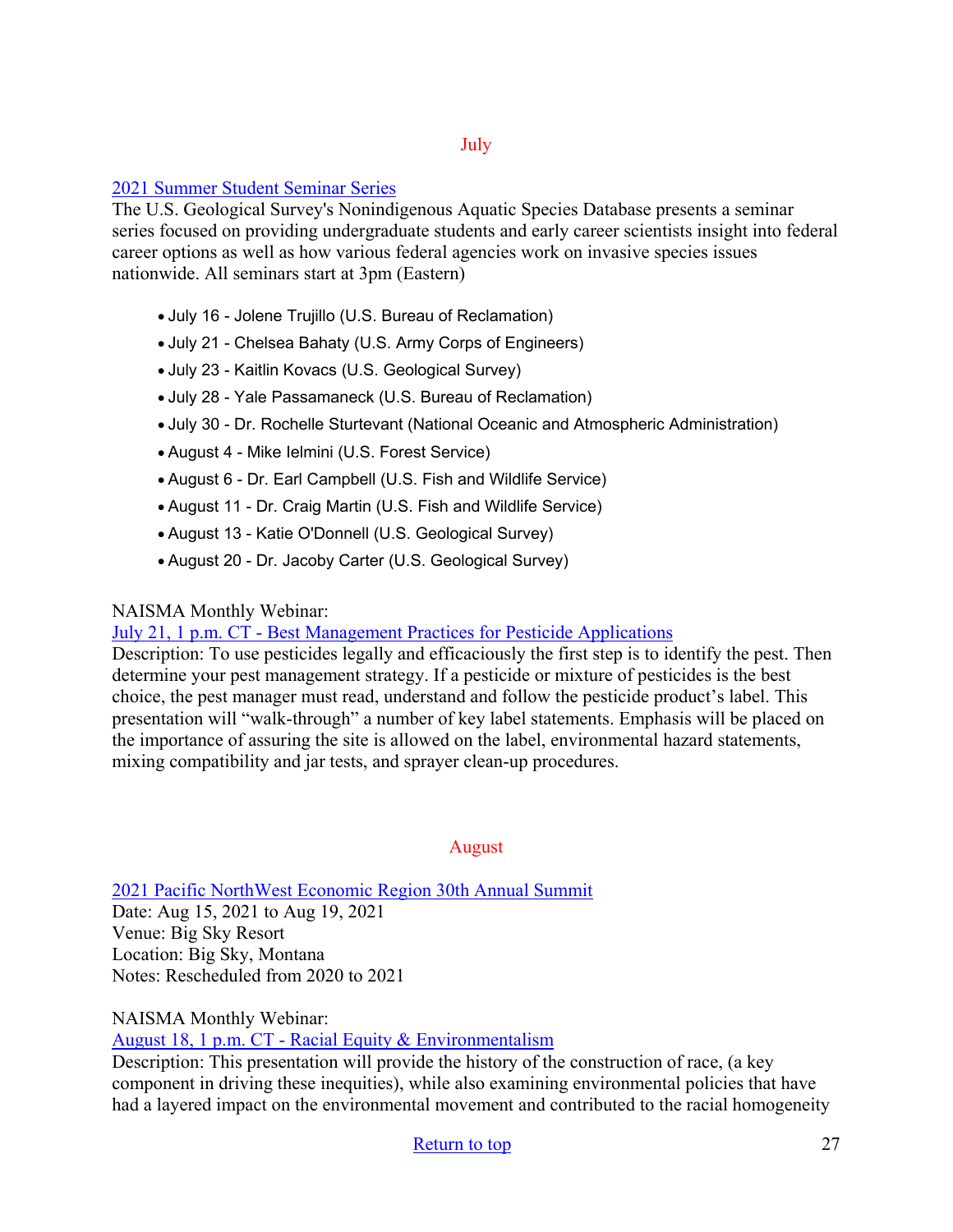## July

2021 Summer Student Seminar Series

The U.S. Geological Survey's Nonindigenous Aquatic Species Database presents a seminar series focused on providing undergraduate students and early career scientists insight into federal career options as well as how various federal agencies work on invasive species issues nationwide. All seminars start at 3pm (Eastern)

- July 16 - Jolene Trujillo (U.S. Bureau of Reclamation)
- July 21 - Chelsea Bahaty (U.S. Army Corps of Engineers)
- July 23 - Kaitlin Kovacs (U.S. Geological Survey)
- July 28 - Yale Passamaneck (U.S. Bureau of Reclamation)
- July 30 - Dr. Rochelle Sturtevant (National Oceanic and Atmospheric Administration)
- August 4 - Mike Ielmini (U.S. Forest Service)
- August 6 - Dr. Earl Campbell (U.S. Fish and Wildlife Service)
- August 11 - Dr. Craig Martin (U.S. Fish and Wildlife Service)
- August 13 - Katie O'Donnell (U.S. Geological Survey)
- August 20 - Dr. Jacoby Carter (U.S. Geological Survey)

NAISMA Monthly Webinar:
July 21, 1 p.m. CT - Best Management Practices for Pesticide Applications
Description: To use pesticides legally and efficaciously the first step is to identify the pest. Then determine your pest management strategy. If a pesticide or mixture of pesticides is the best choice, the pest manager must read, understand and follow the pesticide product's label. This presentation will "walk-through" a number of key label statements. Emphasis will be placed on the importance of assuring the site is allowed on the label, environmental hazard statements, mixing compatibility and jar tests, and sprayer clean-up procedures.

## August

2021 Pacific NorthWest Economic Region 30th Annual Summit
Date: Aug 15, 2021 to Aug 19, 2021
Venue: Big Sky Resort
Location: Big Sky, Montana
Notes: Rescheduled from 2020 to 2021

NAISMA Monthly Webinar:
August 18, 1 p.m. CT - Racial Equity & Environmentalism
Description: This presentation will provide the history of the construction of race, (a key component in driving these inequities), while also examining environmental policies that have had a layered impact on the environmental movement and contributed to the racial homogeneity

Return to top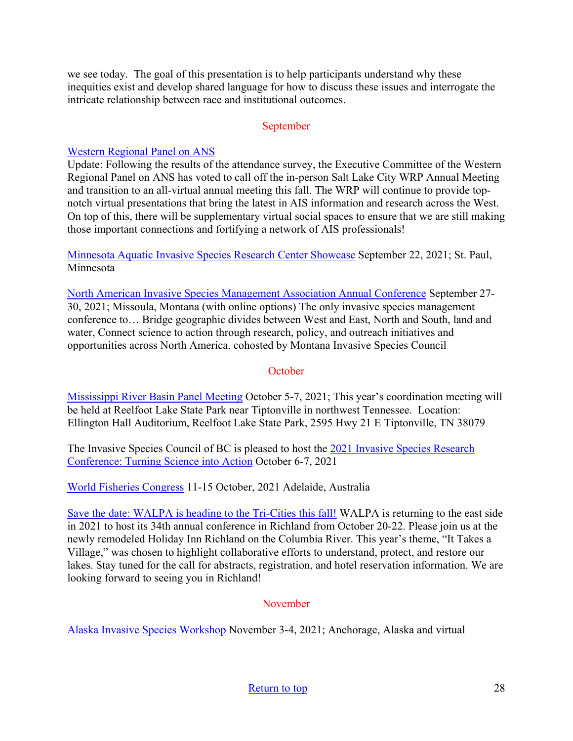we see today. The goal of this presentation is to help participants understand why these inequities exist and develop shared language for how to discuss these issues and interrogate the intricate relationship between race and institutional outcomes.

## September

Western Regional Panel on ANS
Update: Following the results of the attendance survey, the Executive Committee of the Western Regional Panel on ANS has voted to call off the in-person Salt Lake City WRP Annual Meeting and transition to an all-virtual annual meeting this fall. The WRP will continue to provide top-notch virtual presentations that bring the latest in AIS information and research across the West. On top of this, there will be supplementary virtual social spaces to ensure that we are still making those important connections and fortifying a network of AIS professionals!

Minnesota Aquatic Invasive Species Research Center Showcase September 22, 2021; St. Paul, Minnesota

North American Invasive Species Management Association Annual Conference September 27-30, 2021; Missoula, Montana (with online options) The only invasive species management conference to… Bridge geographic divides between West and East, North and South, land and water, Connect science to action through research, policy, and outreach initiatives and opportunities across North America. cohosted by Montana Invasive Species Council

## October

Mississippi River Basin Panel Meeting October 5-7, 2021; This year's coordination meeting will be held at Reelfoot Lake State Park near Tiptonville in northwest Tennessee. Location: Ellington Hall Auditorium, Reelfoot Lake State Park, 2595 Hwy 21 E Tiptonville, TN 38079

The Invasive Species Council of BC is pleased to host the 2021 Invasive Species Research Conference: Turning Science into Action October 6-7, 2021

World Fisheries Congress 11-15 October, 2021 Adelaide, Australia

Save the date: WALPA is heading to the Tri-Cities this fall! WALPA is returning to the east side in 2021 to host its 34th annual conference in Richland from October 20-22. Please join us at the newly remodeled Holiday Inn Richland on the Columbia River. This year's theme, "It Takes a Village," was chosen to highlight collaborative efforts to understand, protect, and restore our lakes. Stay tuned for the call for abstracts, registration, and hotel reservation information. We are looking forward to seeing you in Richland!

## November

Alaska Invasive Species Workshop November 3-4, 2021; Anchorage, Alaska and virtual

Return to top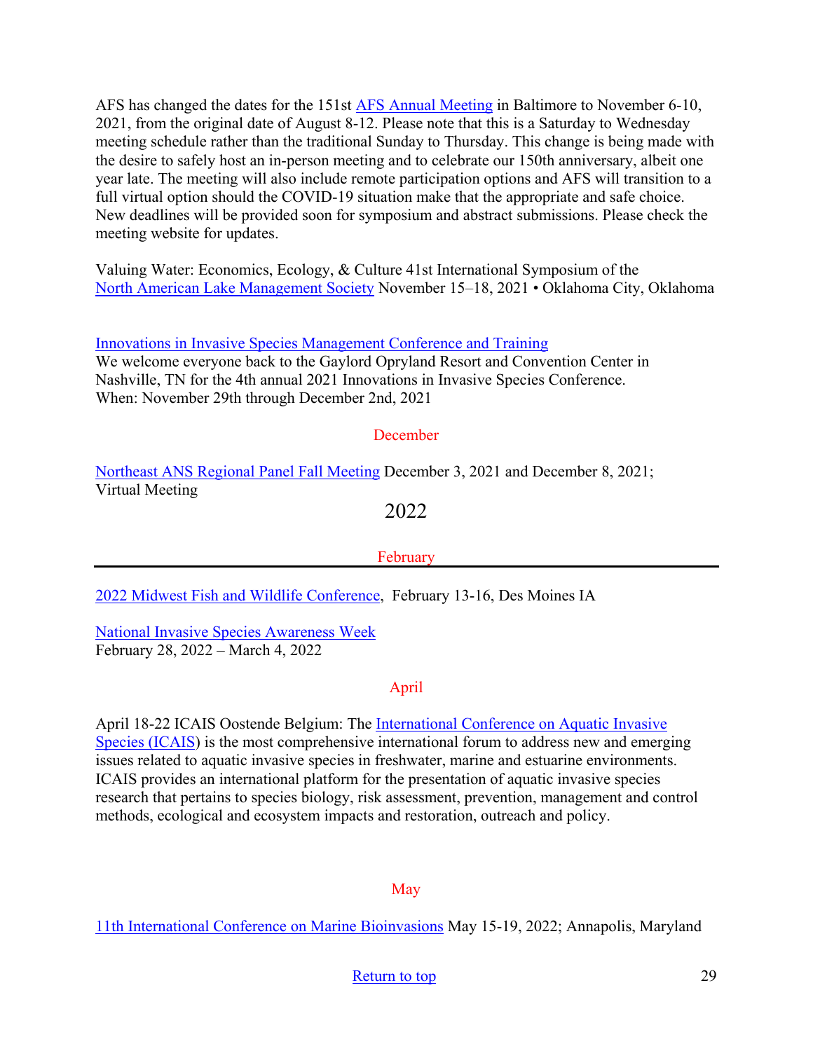AFS has changed the dates for the 151st AFS Annual Meeting in Baltimore to November 6-10, 2021, from the original date of August 8-12. Please note that this is a Saturday to Wednesday meeting schedule rather than the traditional Sunday to Thursday. This change is being made with the desire to safely host an in-person meeting and to celebrate our 150th anniversary, albeit one year late. The meeting will also include remote participation options and AFS will transition to a full virtual option should the COVID-19 situation make that the appropriate and safe choice. New deadlines will be provided soon for symposium and abstract submissions. Please check the meeting website for updates.

Valuing Water: Economics, Ecology, & Culture 41st International Symposium of the North American Lake Management Society November 15–18, 2021 • Oklahoma City, Oklahoma

Innovations in Invasive Species Management Conference and Training
We welcome everyone back to the Gaylord Opryland Resort and Convention Center in Nashville, TN for the 4th annual 2021 Innovations in Invasive Species Conference.
When: November 29th through December 2nd, 2021

### December

Northeast ANS Regional Panel Fall Meeting December 3, 2021 and December 8, 2021; Virtual Meeting

## 2022

### February

2022 Midwest Fish and Wildlife Conference, February 13-16, Des Moines IA

National Invasive Species Awareness Week
February 28, 2022 – March 4, 2022

### April

April 18-22 ICAIS Oostende Belgium: The International Conference on Aquatic Invasive Species (ICAIS) is the most comprehensive international forum to address new and emerging issues related to aquatic invasive species in freshwater, marine and estuarine environments. ICAIS provides an international platform for the presentation of aquatic invasive species research that pertains to species biology, risk assessment, prevention, management and control methods, ecological and ecosystem impacts and restoration, outreach and policy.

### May

11th International Conference on Marine Bioinvasions May 15-19, 2022; Annapolis, Maryland

Return to top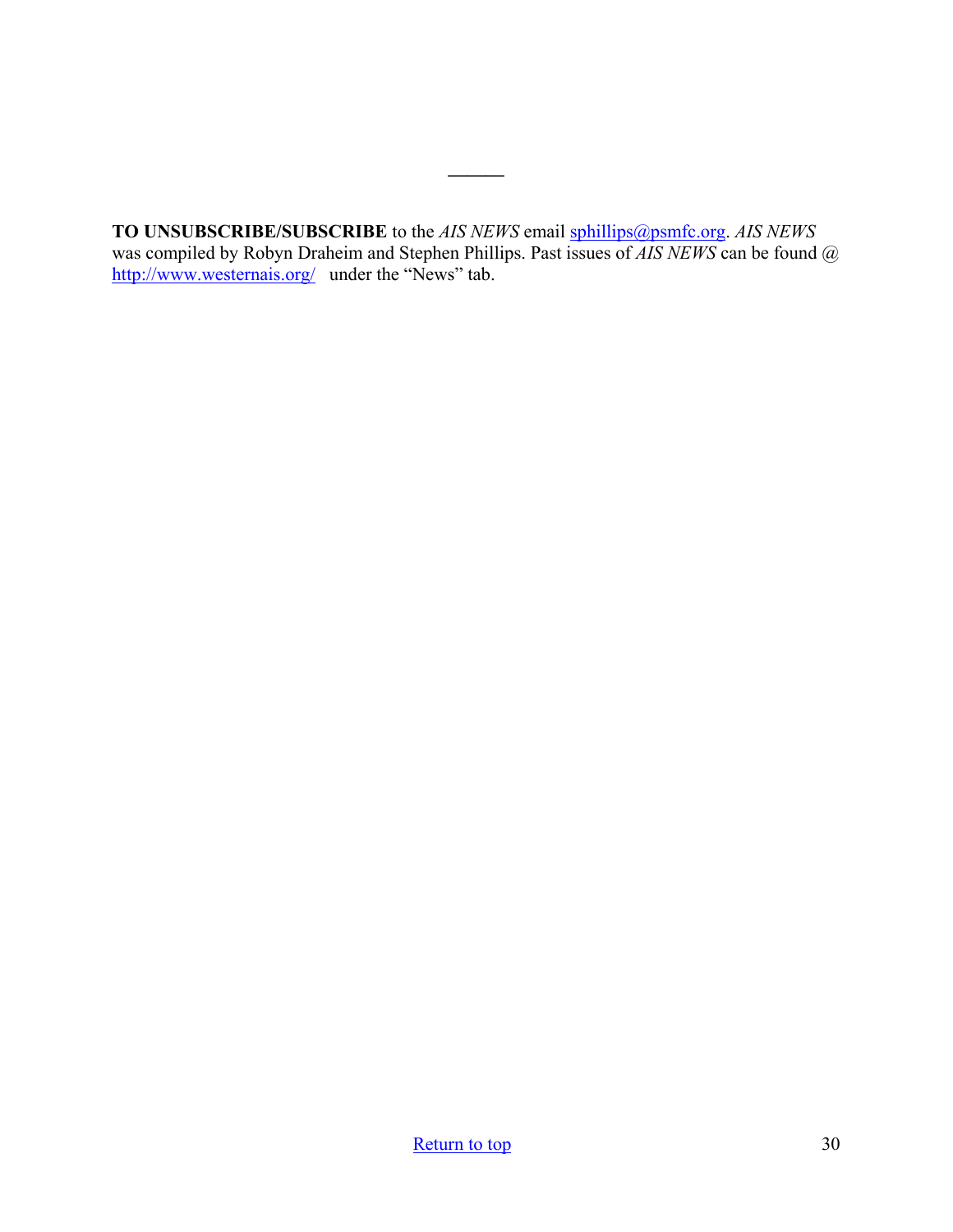---

**TO UNSUBSCRIBE/SUBSCRIBE** to the *AIS NEWS* email sphillips@psmfc.org. *AIS NEWS* was compiled by Robyn Draheim and Stephen Phillips. Past issues of *AIS NEWS* can be found @ http://www.westernais.org/ under the "News" tab.

Return to top